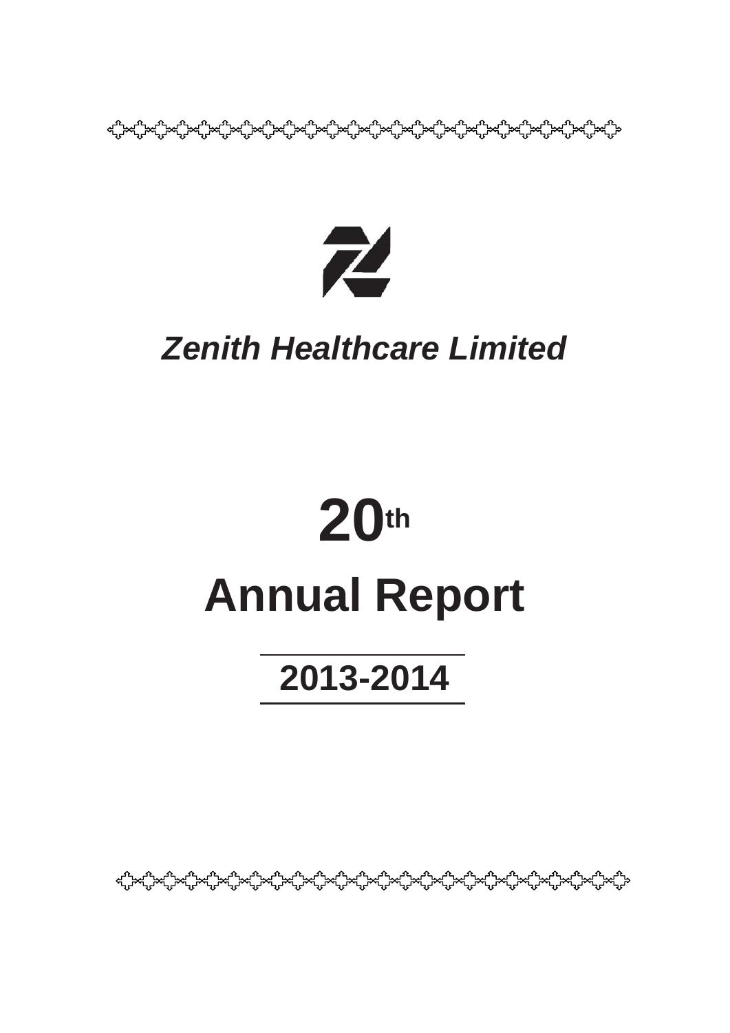# *Zenith Healthcare Limited*

# 20th

# Annual Report

## 2013-2014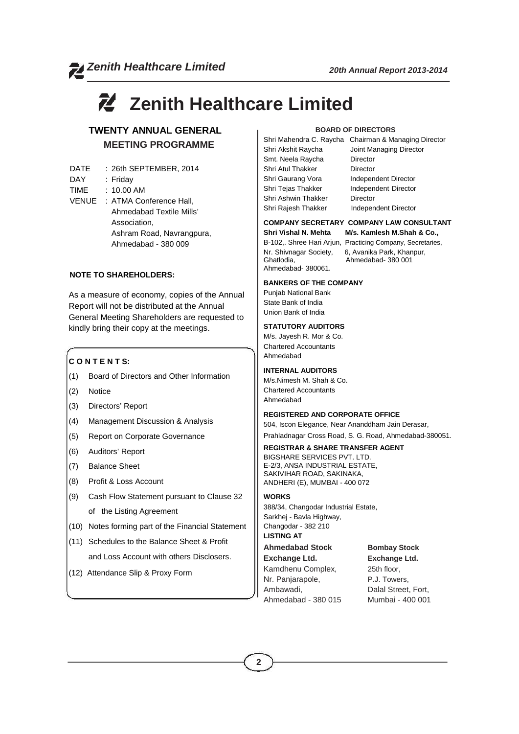# Zenith Healthcare Limited

## TWENTY ANNUAL GENERAL MEETING PROGRAMME

DATE : 26th SEPTEMBER, 2014
DAY : Friday
TIME : 10.00 AM
VENUE : ATMA Conference Hall, Ahmedabad Textile Mills' Association, Ashram Road, Navrangpura, Ahmedabad - 380 009

**NOTE TO SHAREHOLDERS:**

As a measure of economy, copies of the Annual Report will not be distributed at the Annual General Meeting Shareholders are requested to kindly bring their copy at the meetings.

**C O N T E N T S:**

(1) Board of Directors and Other Information
(2) Notice
(3) Directors' Report
(4) Management Discussion & Analysis
(5) Report on Corporate Governance
(6) Auditors' Report
(7) Balance Sheet
(8) Profit & Loss Account
(9) Cash Flow Statement pursuant to Clause 32 of the Listing Agreement
(10) Notes forming part of the Financial Statement
(11) Schedules to the Balance Sheet & Profit and Loss Account with others Disclosers.
(12) Attendance Slip & Proxy Form

**BOARD OF DIRECTORS**

| | |
|---|---|
| Shri Mahendra C. Raycha | Chairman & Managing Director |
| Shri Akshit Raycha | Joint Managing Director |
| Smt. Neela Raycha | Director |
| Shri Atul Thakker | Director |
| Shri Gaurang Vora | Independent Director |
| Shri Tejas Thakker | Independent Director |
| Shri Ashwin Thakker | Director |
| Shri Rajesh Thakker | Independent Director |

**COMPANY SECRETARY**
**Shri Vishal N. Mehta**
B-102,. Shree Hari Arjun,
Nr. Shivnagar Society,
Ghatlodia,
Ahmedabad- 380061.

**COMPANY LAW CONSULTANT**
**M/s. Kamlesh M.Shah & Co.,**
Practicing Company, Secretaries,
6, Avanika Park, Khanpur,
Ahmedabad- 380 001

**BANKERS OF THE COMPANY**
Punjab National Bank
State Bank of India
Union Bank of India

**STATUTORY AUDITORS**
M/s. Jayesh R. Mor & Co.
Chartered Accountants
Ahmedabad

**INTERNAL AUDITORS**
M/s.Nimesh M. Shah & Co.
Chartered Accountants
Ahmedabad

**REGISTERED AND CORPORATE OFFICE**
504, Iscon Elegance, Near Ananddham Jain Derasar,
Prahladnagar Cross Road, S. G. Road, Ahmedabad-380051.

**REGISTRAR & SHARE TRANSFER AGENT**
BIGSHARE SERVICES PVT. LTD.
E-2/3, ANSA INDUSTRIAL ESTATE,
SAKIVIHAR ROAD, SAKINAKA,
ANDHERI (E), MUMBAI - 400 072

**WORKS**
388/34, Changodar Industrial Estate,
Sarkhej - Bavla Highway,
Changodar - 382 210

**LISTING AT**

**Ahmedabad Stock Exchange Ltd.**
Kamdhenu Complex,
Nr. Panjarapole,
Ambawadi,
Ahmedabad - 380 015

**Bombay Stock Exchange Ltd.**
25th floor,
P.J. Towers,
Dalal Street, Fort,
Mumbai - 400 001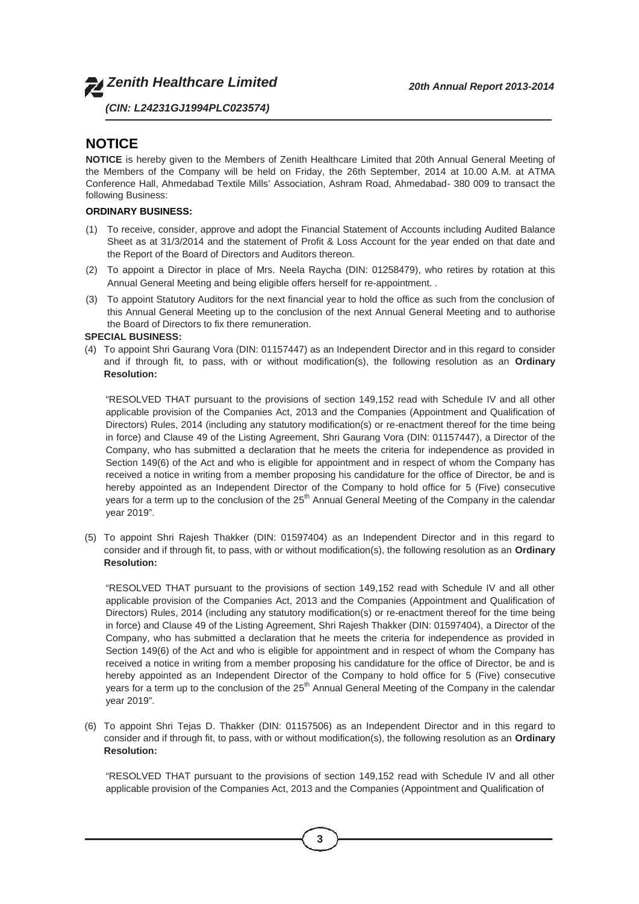# NOTICE

**NOTICE** is hereby given to the Members of Zenith Healthcare Limited that 20th Annual General Meeting of the Members of the Company will be held on Friday, the 26th September, 2014 at 10.00 A.M. at ATMA Conference Hall, Ahmedabad Textile Mills' Association, Ashram Road, Ahmedabad- 380 009 to transact the following Business:

**ORDINARY BUSINESS:**

(1) To receive, consider, approve and adopt the Financial Statement of Accounts including Audited Balance Sheet as at 31/3/2014 and the statement of Profit & Loss Account for the year ended on that date and the Report of the Board of Directors and Auditors thereon.

(2) To appoint a Director in place of Mrs. Neela Raycha (DIN: 01258479), who retires by rotation at this Annual General Meeting and being eligible offers herself for re-appointment. .

(3) To appoint Statutory Auditors for the next financial year to hold the office as such from the conclusion of this Annual General Meeting up to the conclusion of the next Annual General Meeting and to authorise the Board of Directors to fix there remuneration.

**SPECIAL BUSINESS:**

(4) To appoint Shri Gaurang Vora (DIN: 01157447) as an Independent Director and in this regard to consider and if through fit, to pass, with or without modification(s), the following resolution as an **Ordinary Resolution:**

"RESOLVED THAT pursuant to the provisions of section 149,152 read with Schedule IV and all other applicable provision of the Companies Act, 2013 and the Companies (Appointment and Qualification of Directors) Rules, 2014 (including any statutory modification(s) or re-enactment thereof for the time being in force) and Clause 49 of the Listing Agreement, Shri Gaurang Vora (DIN: 01157447), a Director of the Company, who has submitted a declaration that he meets the criteria for independence as provided in Section 149(6) of the Act and who is eligible for appointment and in respect of whom the Company has received a notice in writing from a member proposing his candidature for the office of Director, be and is hereby appointed as an Independent Director of the Company to hold office for 5 (Five) consecutive years for a term up to the conclusion of the 25th Annual General Meeting of the Company in the calendar year 2019".

(5) To appoint Shri Rajesh Thakker (DIN: 01597404) as an Independent Director and in this regard to consider and if through fit, to pass, with or without modification(s), the following resolution as an **Ordinary Resolution:**

"RESOLVED THAT pursuant to the provisions of section 149,152 read with Schedule IV and all other applicable provision of the Companies Act, 2013 and the Companies (Appointment and Qualification of Directors) Rules, 2014 (including any statutory modification(s) or re-enactment thereof for the time being in force) and Clause 49 of the Listing Agreement, Shri Rajesh Thakker (DIN: 01597404), a Director of the Company, who has submitted a declaration that he meets the criteria for independence as provided in Section 149(6) of the Act and who is eligible for appointment and in respect of whom the Company has received a notice in writing from a member proposing his candidature for the office of Director, be and is hereby appointed as an Independent Director of the Company to hold office for 5 (Five) consecutive years for a term up to the conclusion of the 25th Annual General Meeting of the Company in the calendar year 2019".

(6) To appoint Shri Tejas D. Thakker (DIN: 01157506) as an Independent Director and in this regard to consider and if through fit, to pass, with or without modification(s), the following resolution as an **Ordinary Resolution:**

"RESOLVED THAT pursuant to the provisions of section 149,152 read with Schedule IV and all other applicable provision of the Companies Act, 2013 and the Companies (Appointment and Qualification of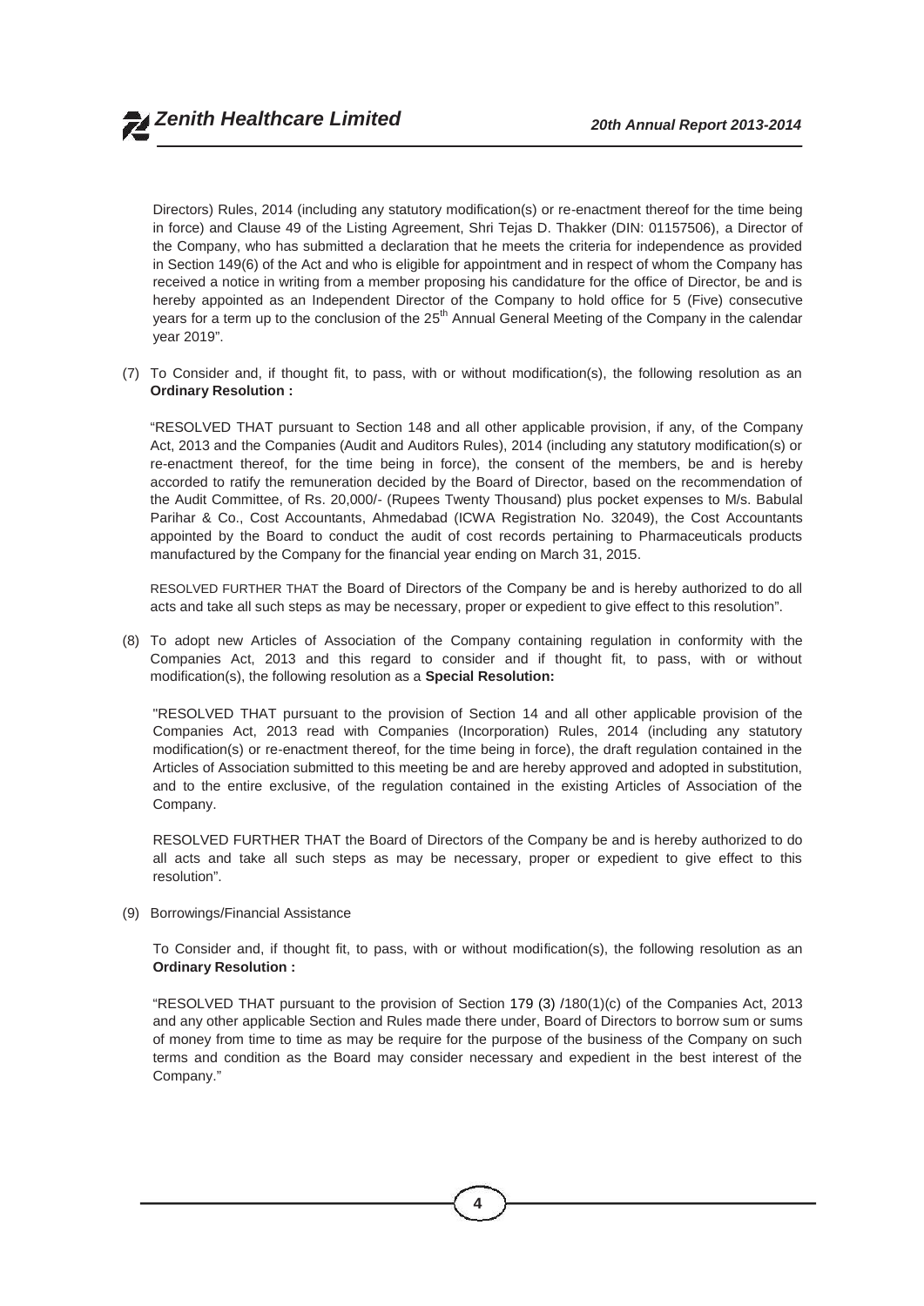Directors) Rules, 2014 (including any statutory modification(s) or re-enactment thereof for the time being in force) and Clause 49 of the Listing Agreement, Shri Tejas D. Thakker (DIN: 01157506), a Director of the Company, who has submitted a declaration that he meets the criteria for independence as provided in Section 149(6) of the Act and who is eligible for appointment and in respect of whom the Company has received a notice in writing from a member proposing his candidature for the office of Director, be and is hereby appointed as an Independent Director of the Company to hold office for 5 (Five) consecutive years for a term up to the conclusion of the 25th Annual General Meeting of the Company in the calendar year 2019".

(7) To Consider and, if thought fit, to pass, with or without modification(s), the following resolution as an **Ordinary Resolution :**

"RESOLVED THAT pursuant to Section 148 and all other applicable provision, if any, of the Company Act, 2013 and the Companies (Audit and Auditors Rules), 2014 (including any statutory modification(s) or re-enactment thereof, for the time being in force), the consent of the members, be and is hereby accorded to ratify the remuneration decided by the Board of Director, based on the recommendation of the Audit Committee, of Rs. 20,000/- (Rupees Twenty Thousand) plus pocket expenses to M/s. Babulal Parihar & Co., Cost Accountants, Ahmedabad (ICWA Registration No. 32049), the Cost Accountants appointed by the Board to conduct the audit of cost records pertaining to Pharmaceuticals products manufactured by the Company for the financial year ending on March 31, 2015.

RESOLVED FURTHER THAT the Board of Directors of the Company be and is hereby authorized to do all acts and take all such steps as may be necessary, proper or expedient to give effect to this resolution".

(8) To adopt new Articles of Association of the Company containing regulation in conformity with the Companies Act, 2013 and this regard to consider and if thought fit, to pass, with or without modification(s), the following resolution as a **Special Resolution:**

"RESOLVED THAT pursuant to the provision of Section 14 and all other applicable provision of the Companies Act, 2013 read with Companies (Incorporation) Rules, 2014 (including any statutory modification(s) or re-enactment thereof, for the time being in force), the draft regulation contained in the Articles of Association submitted to this meeting be and are hereby approved and adopted in substitution, and to the entire exclusive, of the regulation contained in the existing Articles of Association of the Company.

RESOLVED FURTHER THAT the Board of Directors of the Company be and is hereby authorized to do all acts and take all such steps as may be necessary, proper or expedient to give effect to this resolution".

(9) Borrowings/Financial Assistance

To Consider and, if thought fit, to pass, with or without modification(s), the following resolution as an **Ordinary Resolution :**

"RESOLVED THAT pursuant to the provision of Section 179 (3) /180(1)(c) of the Companies Act, 2013 and any other applicable Section and Rules made there under, Board of Directors to borrow sum or sums of money from time to time as may be require for the purpose of the business of the Company on such terms and condition as the Board may consider necessary and expedient in the best interest of the Company."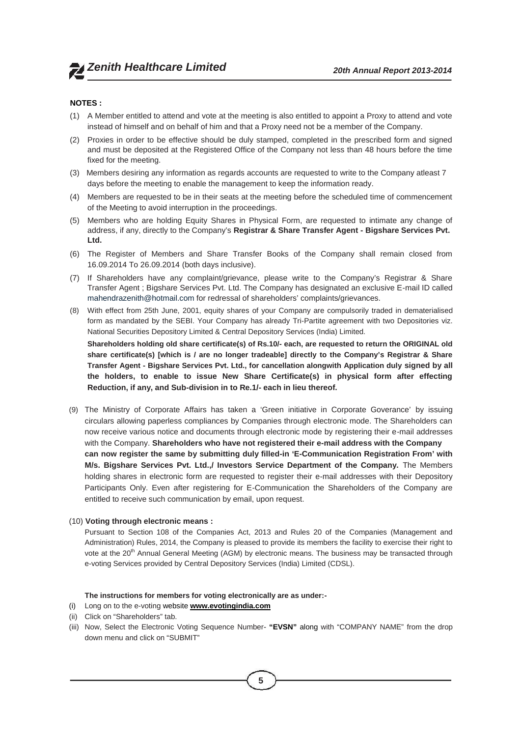**NOTES :**

(1) A Member entitled to attend and vote at the meeting is also entitled to appoint a Proxy to attend and vote instead of himself and on behalf of him and that a Proxy need not be a member of the Company.

(2) Proxies in order to be effective should be duly stamped, completed in the prescribed form and signed and must be deposited at the Registered Office of the Company not less than 48 hours before the time fixed for the meeting.

(3) Members desiring any information as regards accounts are requested to write to the Company atleast 7 days before the meeting to enable the management to keep the information ready.

(4) Members are requested to be in their seats at the meeting before the scheduled time of commencement of the Meeting to avoid interruption in the proceedings.

(5) Members who are holding Equity Shares in Physical Form, are requested to intimate any change of address, if any, directly to the Company's **Registrar & Share Transfer Agent - Bigshare Services Pvt. Ltd.**

(6) The Register of Members and Share Transfer Books of the Company shall remain closed from 16.09.2014 To 26.09.2014 (both days inclusive).

(7) If Shareholders have any complaint/grievance, please write to the Company's Registrar & Share Transfer Agent ; Bigshare Services Pvt. Ltd. The Company has designated an exclusive E-mail ID called mahendrazenith@hotmail.com for redressal of shareholders' complaints/grievances.

(8) With effect from 25th June, 2001, equity shares of your Company are compulsorily traded in dematerialised form as mandated by the SEBI. Your Company has already Tri-Partite agreement with two Depositories viz. National Securities Depository Limited & Central Depository Services (India) Limited.

**Shareholders holding old share certificate(s) of Rs.10/- each, are requested to return the ORIGINAL old share certificate(s) [which is / are no longer tradeable] directly to the Company's Registrar & Share Transfer Agent - Bigshare Services Pvt. Ltd., for cancellation alongwith Application duly signed by all the holders, to enable to issue New Share Certificate(s) in physical form after effecting Reduction, if any, and Sub-division in to Re.1/- each in lieu thereof.**

(9) The Ministry of Corporate Affairs has taken a 'Green initiative in Corporate Goverance' by issuing circulars allowing paperless compliances by Companies through electronic mode. The Shareholders can now receive various notice and documents through electronic mode by registering their e-mail addresses with the Company. **Shareholders who have not registered their e-mail address with the Company can now register the same by submitting duly filled-in 'E-Communication Registration From' with M/s. Bigshare Services Pvt. Ltd.,/ Investors Service Department of the Company.** The Members holding shares in electronic form are requested to register their e-mail addresses with their Depository Participants Only. Even after registering for E-Communication the Shareholders of the Company are entitled to receive such communication by email, upon request.

(10) **Voting through electronic means :**

Pursuant to Section 108 of the Companies Act, 2013 and Rules 20 of the Companies (Management and Administration) Rules, 2014, the Company is pleased to provide its members the facility to exercise their right to vote at the 20th Annual General Meeting (AGM) by electronic means. The business may be transacted through e-voting Services provided by Central Depository Services (India) Limited (CDSL).

**The instructions for members for voting electronically are as under:-**

(i) Long on to the e-voting website **www.evotingindia.com**

(ii) Click on "Shareholders" tab.

(iii) Now, Select the Electronic Voting Sequence Number- **"EVSN"** along with "COMPANY NAME" from the drop down menu and click on "SUBMIT"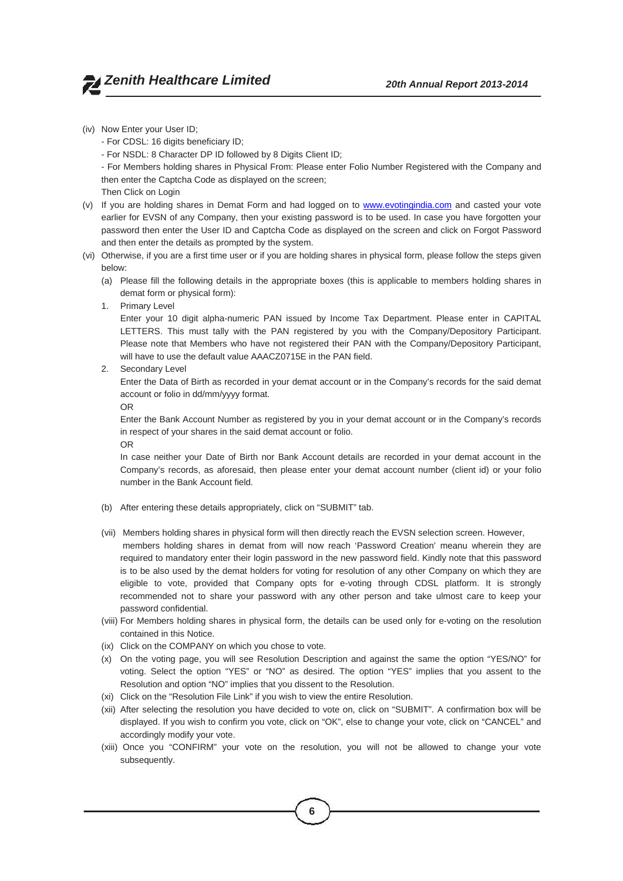(iv) Now Enter your User ID;

- For CDSL: 16 digits beneficiary ID;
- For NSDL: 8 Character DP ID followed by 8 Digits Client ID;
- For Members holding shares in Physical From: Please enter Folio Number Registered with the Company and then enter the Captcha Code as displayed on the screen;

Then Click on Login

(v) If you are holding shares in Demat Form and had logged on to www.evotingindia.com and casted your vote earlier for EVSN of any Company, then your existing password is to be used. In case you have forgotten your password then enter the User ID and Captcha Code as displayed on the screen and click on Forgot Password and then enter the details as prompted by the system.

(vi) Otherwise, if you are a first time user or if you are holding shares in physical form, please follow the steps given below:

(a) Please fill the following details in the appropriate boxes (this is applicable to members holding shares in demat form or physical form):

1. Primary Level

   Enter your 10 digit alpha-numeric PAN issued by Income Tax Department. Please enter in CAPITAL LETTERS. This must tally with the PAN registered by you with the Company/Depository Participant. Please note that Members who have not registered their PAN with the Company/Depository Participant, will have to use the default value AAACZ0715E in the PAN field.

2. Secondary Level

   Enter the Data of Birth as recorded in your demat account or in the Company's records for the said demat account or folio in dd/mm/yyyy format.

   OR

   Enter the Bank Account Number as registered by you in your demat account or in the Company's records in respect of your shares in the said demat account or folio.

   OR

   In case neither your Date of Birth nor Bank Account details are recorded in your demat account in the Company's records, as aforesaid, then please enter your demat account number (client id) or your folio number in the Bank Account field.

(b) After entering these details appropriately, click on "SUBMIT" tab.

(vii) Members holding shares in physical form will then directly reach the EVSN selection screen. However, members holding shares in demat from will now reach 'Password Creation' meanu wherein they are required to mandatory enter their login password in the new password field. Kindly note that this password is to be also used by the demat holders for voting for resolution of any other Company on which they are eligible to vote, provided that Company opts for e-voting through CDSL platform. It is strongly recommended not to share your password with any other person and take ulmost care to keep your password confidential.

(viii) For Members holding shares in physical form, the details can be used only for e-voting on the resolution contained in this Notice.

(ix) Click on the COMPANY on which you chose to vote.

(x) On the voting page, you will see Resolution Description and against the same the option "YES/NO" for voting. Select the option "YES" or "NO" as desired. The option "YES" implies that you assent to the Resolution and option "NO" implies that you dissent to the Resolution.

(xi) Click on the "Resolution File Link" if you wish to view the entire Resolution.

(xii) After selecting the resolution you have decided to vote on, click on "SUBMIT". A confirmation box will be displayed. If you wish to confirm you vote, click on "OK", else to change your vote, click on "CANCEL" and accordingly modify your vote.

(xiii) Once you "CONFIRM" your vote on the resolution, you will not be allowed to change your vote subsequently.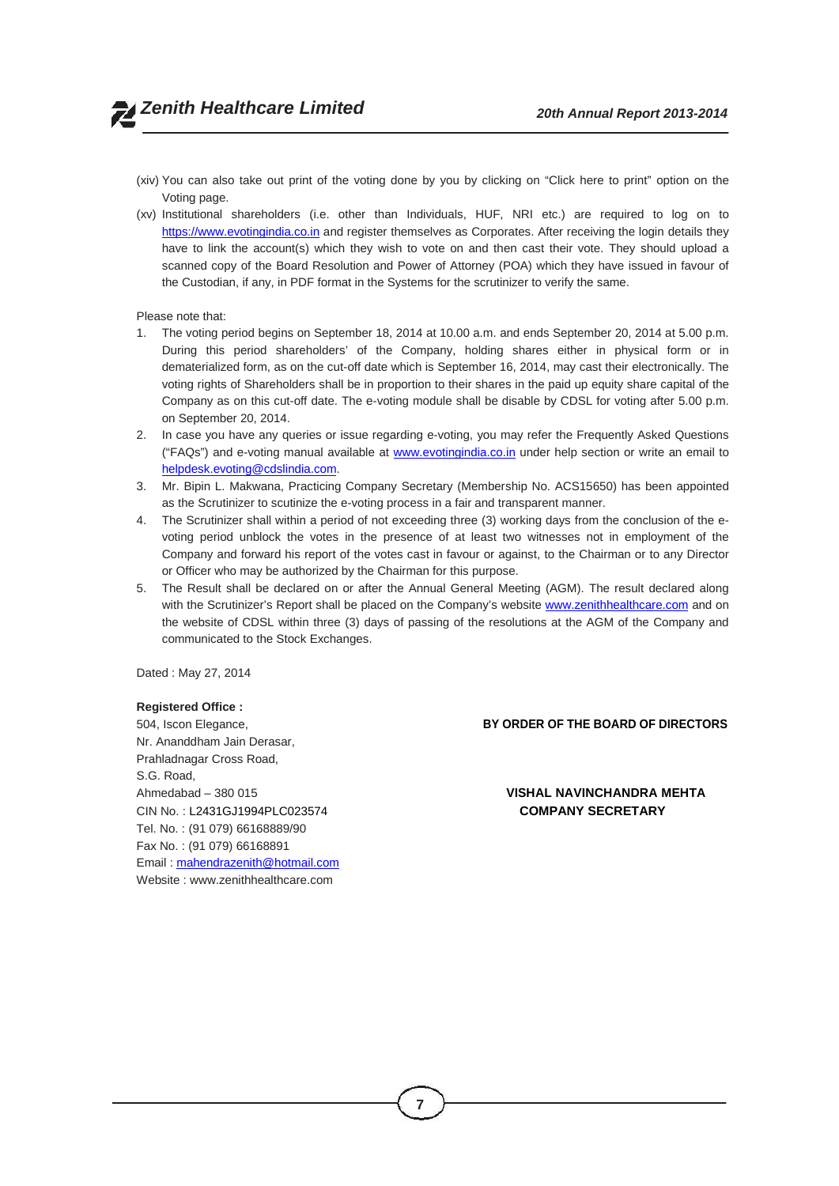(xiv) You can also take out print of the voting done by you by clicking on "Click here to print" option on the Voting page.

(xv) Institutional shareholders (i.e. other than Individuals, HUF, NRI etc.) are required to log on to https://www.evotingindia.co.in and register themselves as Corporates. After receiving the login details they have to link the account(s) which they wish to vote on and then cast their vote. They should upload a scanned copy of the Board Resolution and Power of Attorney (POA) which they have issued in favour of the Custodian, if any, in PDF format in the Systems for the scrutinizer to verify the same.

Please note that:

1. The voting period begins on September 18, 2014 at 10.00 a.m. and ends September 20, 2014 at 5.00 p.m. During this period shareholders' of the Company, holding shares either in physical form or in dematerialized form, as on the cut-off date which is September 16, 2014, may cast their electronically. The voting rights of Shareholders shall be in proportion to their shares in the paid up equity share capital of the Company as on this cut-off date. The e-voting module shall be disable by CDSL for voting after 5.00 p.m. on September 20, 2014.
2. In case you have any queries or issue regarding e-voting, you may refer the Frequently Asked Questions ("FAQs") and e-voting manual available at www.evotingindia.co.in under help section or write an email to helpdesk.evoting@cdslindia.com.
3. Mr. Bipin L. Makwana, Practicing Company Secretary (Membership No. ACS15650) has been appointed as the Scrutinizer to scutinize the e-voting process in a fair and transparent manner.
4. The Scrutinizer shall within a period of not exceeding three (3) working days from the conclusion of the e-voting period unblock the votes in the presence of at least two witnesses not in employment of the Company and forward his report of the votes cast in favour or against, to the Chairman or to any Director or Officer who may be authorized by the Chairman for this purpose.
5. The Result shall be declared on or after the Annual General Meeting (AGM). The result declared along with the Scrutinizer's Report shall be placed on the Company's website www.zenithhealthcare.com and on the website of CDSL within three (3) days of passing of the resolutions at the AGM of the Company and communicated to the Stock Exchanges.

Dated : May 27, 2014

**Registered Office :**
504, Iscon Elegance,
Nr. Ananddham Jain Derasar,
Prahladnagar Cross Road,
S.G. Road,
Ahmedabad – 380 015
CIN No. : L2431GJ1994PLC023574
Tel. No. : (91 079) 66168889/90
Fax No. : (91 079) 66168891
Email : mahendrazenith@hotmail.com
Website : www.zenithhealthcare.com

**BY ORDER OF THE BOARD OF DIRECTORS**

**VISHAL NAVINCHANDRA MEHTA**
**COMPANY SECRETARY**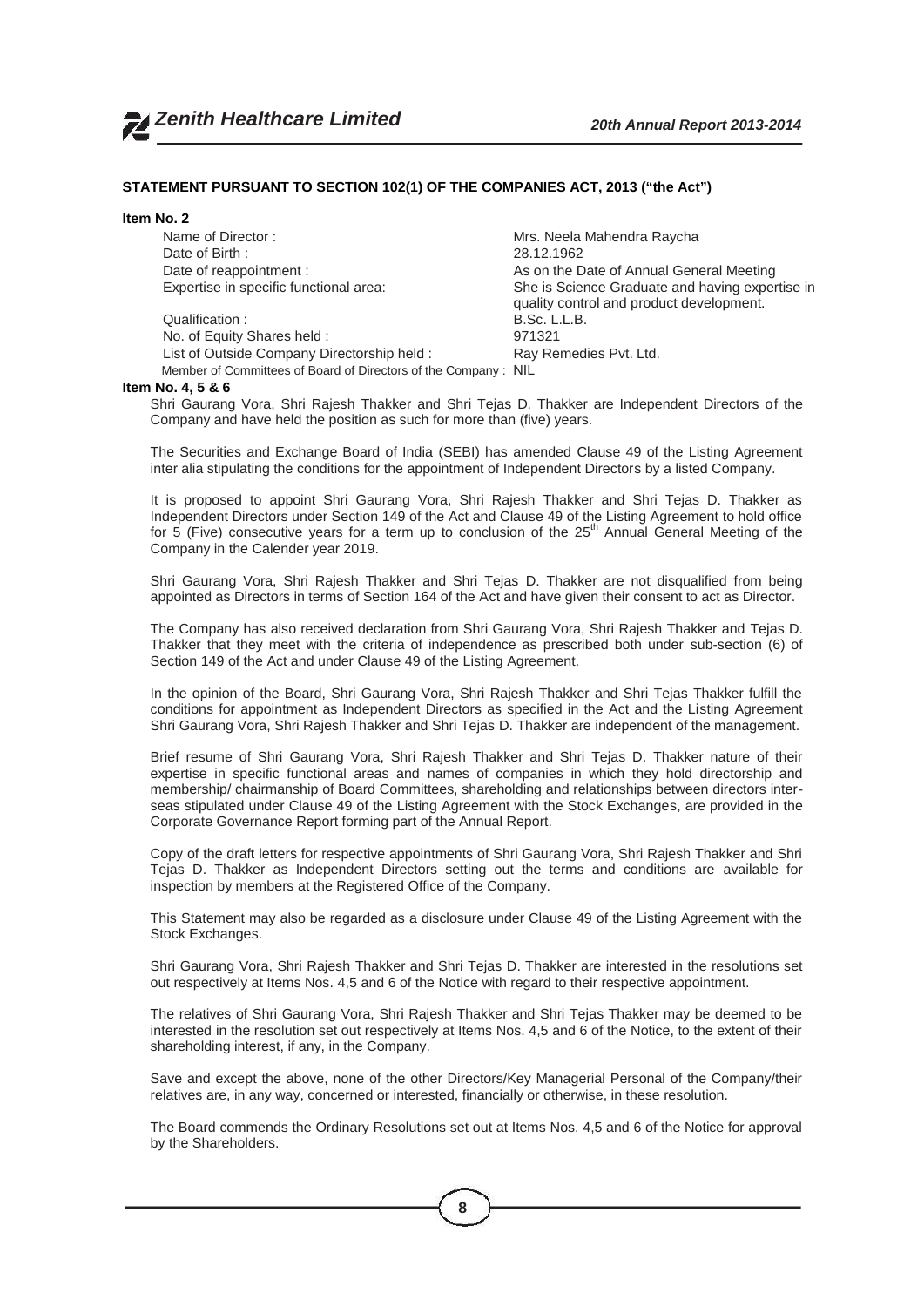## STATEMENT PURSUANT TO SECTION 102(1) OF THE COMPANIES ACT, 2013 ("the Act")

### Item No. 2

| | |
|---|---|
| Name of Director : | Mrs. Neela Mahendra Raycha |
| Date of Birth : | 28.12.1962 |
| Date of reappointment : | As on the Date of Annual General Meeting |
| Expertise in specific functional area: | She is Science Graduate and having expertise in quality control and product development. |
| Qualification : | B.Sc. L.L.B. |
| No. of Equity Shares held : | 971321 |
| List of Outside Company Directorship held : | Ray Remedies Pvt. Ltd. |
| Member of Committees of Board of Directors of the Company : | NIL |

### Item No. 4, 5 & 6

Shri Gaurang Vora, Shri Rajesh Thakker and Shri Tejas D. Thakker are Independent Directors of the Company and have held the position as such for more than (five) years.

The Securities and Exchange Board of India (SEBI) has amended Clause 49 of the Listing Agreement inter alia stipulating the conditions for the appointment of Independent Directors by a listed Company.

It is proposed to appoint Shri Gaurang Vora, Shri Rajesh Thakker and Shri Tejas D. Thakker as Independent Directors under Section 149 of the Act and Clause 49 of the Listing Agreement to hold office for 5 (Five) consecutive years for a term up to conclusion of the 25th Annual General Meeting of the Company in the Calender year 2019.

Shri Gaurang Vora, Shri Rajesh Thakker and Shri Tejas D. Thakker are not disqualified from being appointed as Directors in terms of Section 164 of the Act and have given their consent to act as Director.

The Company has also received declaration from Shri Gaurang Vora, Shri Rajesh Thakker and Tejas D. Thakker that they meet with the criteria of independence as prescribed both under sub-section (6) of Section 149 of the Act and under Clause 49 of the Listing Agreement.

In the opinion of the Board, Shri Gaurang Vora, Shri Rajesh Thakker and Shri Tejas Thakker fulfill the conditions for appointment as Independent Directors as specified in the Act and the Listing Agreement Shri Gaurang Vora, Shri Rajesh Thakker and Shri Tejas D. Thakker are independent of the management.

Brief resume of Shri Gaurang Vora, Shri Rajesh Thakker and Shri Tejas D. Thakker nature of their expertise in specific functional areas and names of companies in which they hold directorship and membership/ chairmanship of Board Committees, shareholding and relationships between directors inter-seas stipulated under Clause 49 of the Listing Agreement with the Stock Exchanges, are provided in the Corporate Governance Report forming part of the Annual Report.

Copy of the draft letters for respective appointments of Shri Gaurang Vora, Shri Rajesh Thakker and Shri Tejas D. Thakker as Independent Directors setting out the terms and conditions are available for inspection by members at the Registered Office of the Company.

This Statement may also be regarded as a disclosure under Clause 49 of the Listing Agreement with the Stock Exchanges.

Shri Gaurang Vora, Shri Rajesh Thakker and Shri Tejas D. Thakker are interested in the resolutions set out respectively at Items Nos. 4,5 and 6 of the Notice with regard to their respective appointment.

The relatives of Shri Gaurang Vora, Shri Rajesh Thakker and Shri Tejas Thakker may be deemed to be interested in the resolution set out respectively at Items Nos. 4,5 and 6 of the Notice, to the extent of their shareholding interest, if any, in the Company.

Save and except the above, none of the other Directors/Key Managerial Personal of the Company/their relatives are, in any way, concerned or interested, financially or otherwise, in these resolution.

The Board commends the Ordinary Resolutions set out at Items Nos. 4,5 and 6 of the Notice for approval by the Shareholders.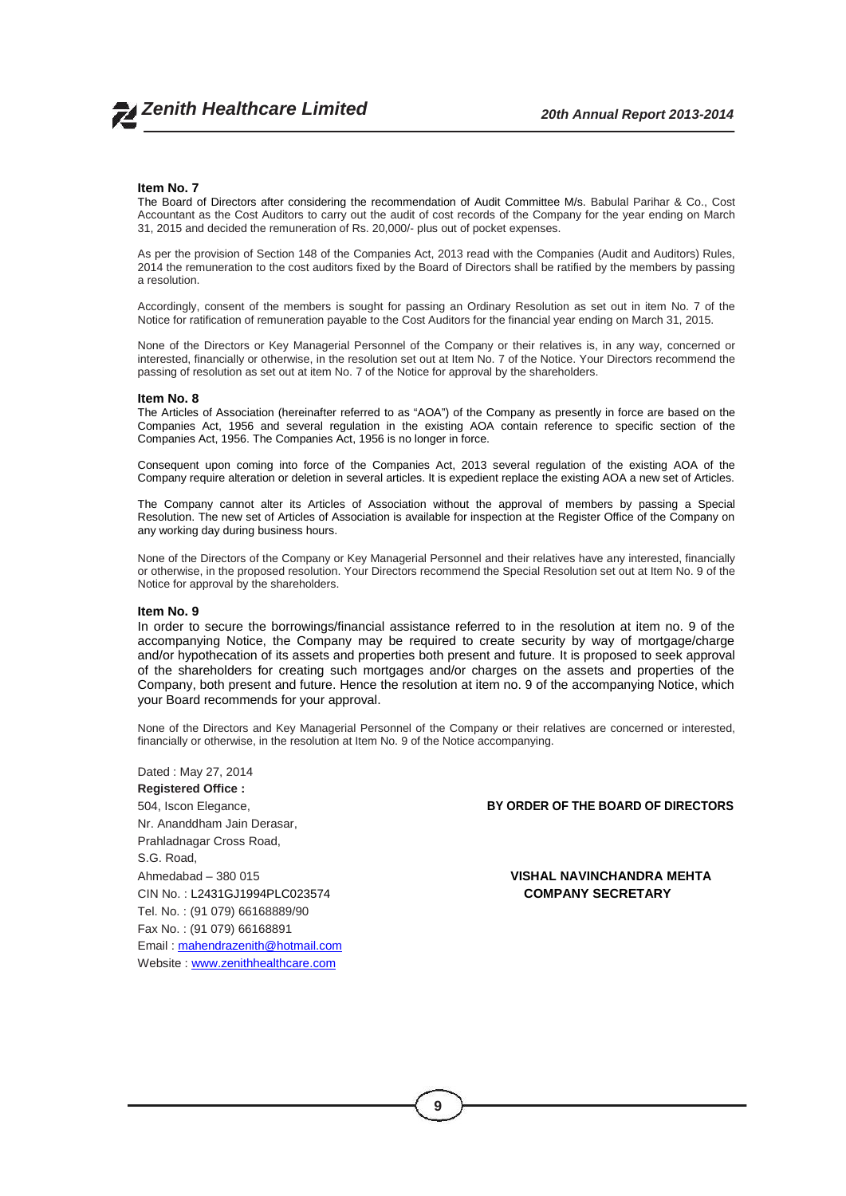### Item No. 7

The Board of Directors after considering the recommendation of Audit Committee M/s. Babulal Parihar & Co., Cost Accountant as the Cost Auditors to carry out the audit of cost records of the Company for the year ending on March 31, 2015 and decided the remuneration of Rs. 20,000/- plus out of pocket expenses.

As per the provision of Section 148 of the Companies Act, 2013 read with the Companies (Audit and Auditors) Rules, 2014 the remuneration to the cost auditors fixed by the Board of Directors shall be ratified by the members by passing a resolution.

Accordingly, consent of the members is sought for passing an Ordinary Resolution as set out in item No. 7 of the Notice for ratification of remuneration payable to the Cost Auditors for the financial year ending on March 31, 2015.

None of the Directors or Key Managerial Personnel of the Company or their relatives is, in any way, concerned or interested, financially or otherwise, in the resolution set out at Item No. 7 of the Notice. Your Directors recommend the passing of resolution as set out at item No. 7 of the Notice for approval by the shareholders.

### Item No. 8

The Articles of Association (hereinafter referred to as "AOA") of the Company as presently in force are based on the Companies Act, 1956 and several regulation in the existing AOA contain reference to specific section of the Companies Act, 1956. The Companies Act, 1956 is no longer in force.

Consequent upon coming into force of the Companies Act, 2013 several regulation of the existing AOA of the Company require alteration or deletion in several articles. It is expedient replace the existing AOA a new set of Articles.

The Company cannot alter its Articles of Association without the approval of members by passing a Special Resolution. The new set of Articles of Association is available for inspection at the Register Office of the Company on any working day during business hours.

None of the Directors of the Company or Key Managerial Personnel and their relatives have any interested, financially or otherwise, in the proposed resolution. Your Directors recommend the Special Resolution set out at Item No. 9 of the Notice for approval by the shareholders.

### Item No. 9

In order to secure the borrowings/financial assistance referred to in the resolution at item no. 9 of the accompanying Notice, the Company may be required to create security by way of mortgage/charge and/or hypothecation of its assets and properties both present and future. It is proposed to seek approval of the shareholders for creating such mortgages and/or charges on the assets and properties of the Company, both present and future. Hence the resolution at item no. 9 of the accompanying Notice, which your Board recommends for your approval.

None of the Directors and Key Managerial Personnel of the Company or their relatives are concerned or interested, financially or otherwise, in the resolution at Item No. 9 of the Notice accompanying.

Dated : May 27, 2014

**Registered Office :**
504, Iscon Elegance,
Nr. Ananddham Jain Derasar,
Prahladnagar Cross Road,
S.G. Road,
Ahmedabad – 380 015
CIN No. : L2431GJ1994PLC023574
Tel. No. : (91 079) 66168889/90
Fax No. : (91 079) 66168891
Email : mahendrazenith@hotmail.com
Website : www.zenithhealthcare.com

**BY ORDER OF THE BOARD OF DIRECTORS**

**VISHAL NAVINCHANDRA MEHTA**
**COMPANY SECRETARY**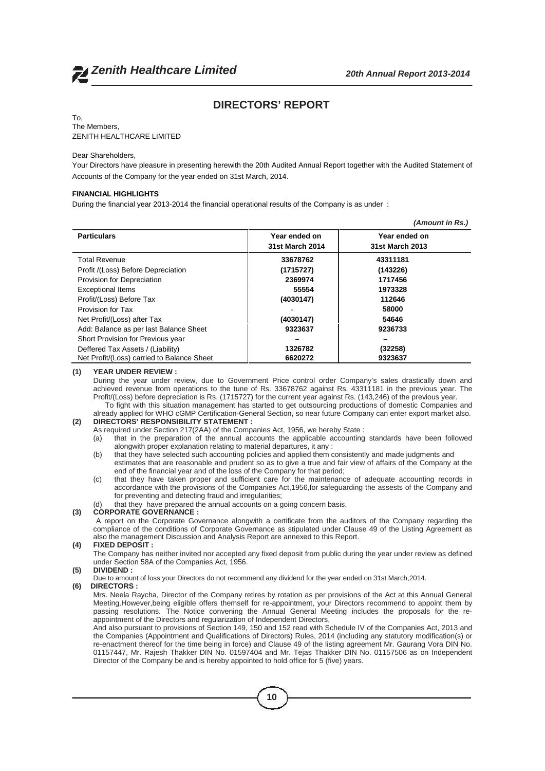# DIRECTORS' REPORT

To,
The Members,
ZENITH HEALTHCARE LIMITED

Dear Shareholders,

Your Directors have pleasure in presenting herewith the 20th Audited Annual Report together with the Audited Statement of Accounts of the Company for the year ended on 31st March, 2014.

**FINANCIAL HIGHLIGHTS**

During the financial year 2013-2014 the financial operational results of the Company is as under :

*(Amount in Rs.)*

| Particulars | Year ended on 31st March 2014 | Year ended on 31st March 2013 |
|---|---|---|
| Total Revenue | 33678762 | 43311181 |
| Profit /(Loss) Before Depreciation | (1715727) | (143226) |
| Provision for Depreciation | 2369974 | 1717456 |
| Exceptional Items | 55554 | 1973328 |
| Profit/(Loss) Before Tax | (4030147) | 112646 |
| Provision for Tax | - | 58000 |
| Net Profit/(Loss) after Tax | (4030147) | 54646 |
| Add: Balance as per last Balance Sheet | 9323637 | 9236733 |
| Short Provision for Previous year | – | – |
| Deffered Tax Assets / (Liability) | 1326782 | (32258) |
| Net Profit/(Loss) carried to Balance Sheet | 6620272 | 9323637 |

**(1) YEAR UNDER REVIEW :**

During the year under review, due to Government Price control order Company's sales drastically down and achieved revenue from operations to the tune of Rs. 33678762 against Rs. 43311181 in the previous year. The Profit/(Loss) before depreciation is Rs. (1715727) for the current year against Rs. (143,246) of the previous year.

To fight with this situation management has started to get outsourcing productions of domestic Companies and already applied for WHO cGMP Certification-General Section, so near future Company can enter export market also.

**(2) DIRECTORS' RESPONSIBILITY STATEMENT :**

As required under Section 217(2AA) of the Companies Act, 1956, we hereby State :

(a) that in the preparation of the annual accounts the applicable accounting standards have been followed alongwith proper explanation relating to material departures, it any :

(b) that they have selected such accounting policies and applied them consistently and made judgments and estimates that are reasonable and prudent so as to give a true and fair view of affairs of the Company at the end of the financial year and of the loss of the Company for that period;

(c) that they have taken proper and sufficient care for the maintenance of adequate accounting records in accordance with the provisions of the Companies Act,1956,for safeguarding the assests of the Company and for preventing and detecting fraud and irregularities;

(d) that they have prepared the annual accounts on a going concern basis.

**(3) CORPORATE GOVERNANCE :**

A report on the Corporate Governance alongwith a certificate from the auditors of the Company regarding the compliance of the conditions of Corporate Governance as stipulated under Clause 49 of the Listing Agreement as also the management Discussion and Analysis Report are annexed to this Report.

**(4) FIXED DEPOSIT :**

The Company has neither invited nor accepted any fixed deposit from public during the year under review as defined under Section 58A of the Companies Act, 1956.

**(5) DIVIDEND :**

Due to amount of loss your Directors do not recommend any dividend for the year ended on 31st March,2014.

**(6) DIRECTORS :**

Mrs. Neela Raycha, Director of the Company retires by rotation as per provisions of the Act at this Annual General Meeting.However,being eligible offers themself for re-appointment, your Directors recommend to appoint them by passing resolutions. The Notice convening the Annual General Meeting includes the proposals for the re-appointment of the Directors and regularization of Independent Directors,

And also pursuant to provisions of Section 149, 150 and 152 read with Schedule IV of the Companies Act, 2013 and the Companies (Appointment and Qualifications of Directors) Rules, 2014 (including any statutory modification(s) or re-enactment thereof for the time being in force) and Clause 49 of the listing agreement Mr. Gaurang Vora DIN No. 01157447, Mr. Rajesh Thakker DIN No. 01597404 and Mr. Tejas Thakker DIN No. 01157506 as on Independent Director of the Company be and is hereby appointed to hold office for 5 (five) years.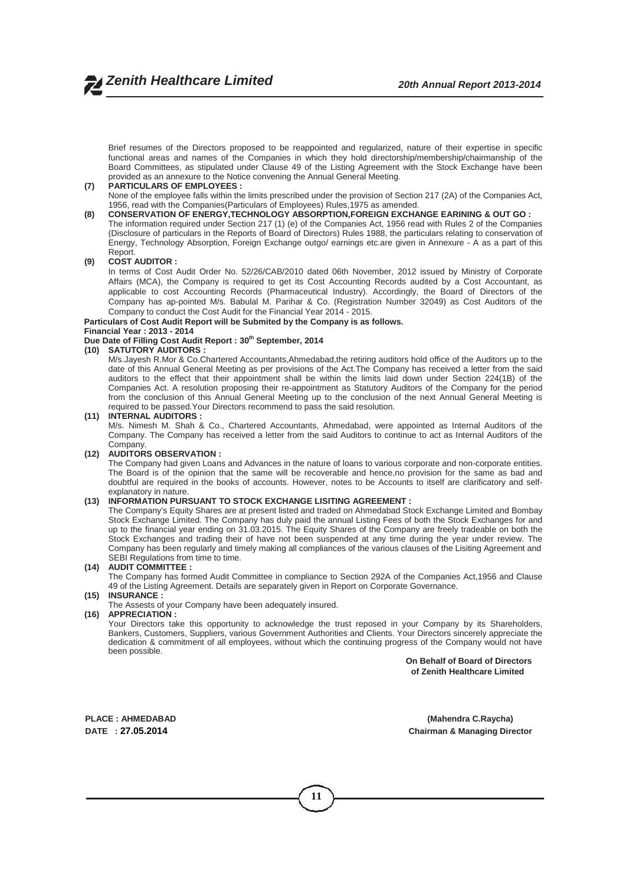Brief resumes of the Directors proposed to be reappointed and regularized, nature of their expertise in specific functional areas and names of the Companies in which they hold directorship/membership/chairmanship of the Board Committees, as stipulated under Clause 49 of the Listing Agreement with the Stock Exchange have been provided as an annexure to the Notice convening the Annual General Meeting.

**(7) PARTICULARS OF EMPLOYEES :**

None of the employee falls within the limits prescribed under the provision of Section 217 (2A) of the Companies Act, 1956, read with the Companies(Particulars of Employees) Rules,1975 as amended.

**(8) CONSERVATION OF ENERGY,TECHNOLOGY ABSORPTION,FOREIGN EXCHANGE EARINING & OUT GO :**

The information required under Section 217 (1) (e) of the Companies Act, 1956 read with Rules 2 of the Companies (Disclosure of particulars in the Reports of Board of Directors) Rules 1988, the particulars relating to conservation of Energy, Technology Absorption, Foreign Exchange outgo/ earnings etc.are given in Annexure - A as a part of this Report.

**(9) COST AUDITOR :**

In terms of Cost Audit Order No. 52/26/CAB/2010 dated 06th November, 2012 issued by Ministry of Corporate Affairs (MCA), the Company is required to get its Cost Accounting Records audited by a Cost Accountant, as applicable to cost Accounting Records (Pharmaceutical Industry). Accordingly, the Board of Directors of the Company has ap-pointed M/s. Babulal M. Parihar & Co. (Registration Number 32049) as Cost Auditors of the Company to conduct the Cost Audit for the Financial Year 2014 - 2015.

**Particulars of Cost Audit Report will be Submited by the Company is as follows.**

**Financial Year : 2013 - 2014**

**Due Date of Filling Cost Audit Report : 30th September, 2014**

**(10) SATUTORY AUDITORS :**

M/s.Jayesh R.Mor & Co.Chartered Accountants,Ahmedabad,the retiring auditors hold office of the Auditors up to the date of this Annual General Meeting as per provisions of the Act.The Company has received a letter from the said auditors to the effect that their appointment shall be within the limits laid down under Section 224(1B) of the Companies Act. A resolution proposing their re-appointment as Statutory Auditors of the Company for the period from the conclusion of this Annual General Meeting up to the conclusion of the next Annual General Meeting is required to be passed.Your Directors recommend to pass the said resolution.

**(11) INTERNAL AUDITORS :**

M/s. Nimesh M. Shah & Co., Chartered Accountants, Ahmedabad, were appointed as Internal Auditors of the Company. The Company has received a letter from the said Auditors to continue to act as Internal Auditors of the Company.

**(12) AUDITORS OBSERVATION :**

The Company had given Loans and Advances in the nature of loans to various corporate and non-corporate entities. The Board is of the opinion that the same will be recoverable and hence,no provision for the same as bad and doubtful are required in the books of accounts. However, notes to be Accounts to itself are clarificatory and self-explanatory in nature.

**(13) INFORMATION PURSUANT TO STOCK EXCHANGE LISITING AGREEMENT :**

The Company's Equity Shares are at present listed and traded on Ahmedabad Stock Exchange Limited and Bombay Stock Exchange Limited. The Company has duly paid the annual Listing Fees of both the Stock Exchanges for and up to the financial year ending on 31.03.2015. The Equity Shares of the Company are freely tradeable on both the Stock Exchanges and trading their of have not been suspended at any time during the year under review. The Company has been regularly and timely making all compliances of the various clauses of the Lisiting Agreement and SEBI Regulations from time to time.

**(14) AUDIT COMMITTEE :**

The Company has formed Audit Committee in compliance to Section 292A of the Companies Act,1956 and Clause 49 of the Listing Agreement. Details are separately given in Report on Corporate Governance.

**(15) INSURANCE :**

The Assests of your Company have been adequately insured.

**(16) APPRECIATION :**

Your Directors take this opportunity to acknowledge the trust reposed in your Company by its Shareholders, Bankers, Customers, Suppliers, various Government Authorities and Clients. Your Directors sincerely appreciate the dedication & commitment of all employees, without which the continuing progress of the Company would not have been possible.

**On Behalf of Board of Directors**
**of Zenith Healthcare Limited**

**PLACE : AHMEDABAD**
**DATE : 27.05.2014**

**(Mahendra C.Raycha)**
**Chairman & Managing Director**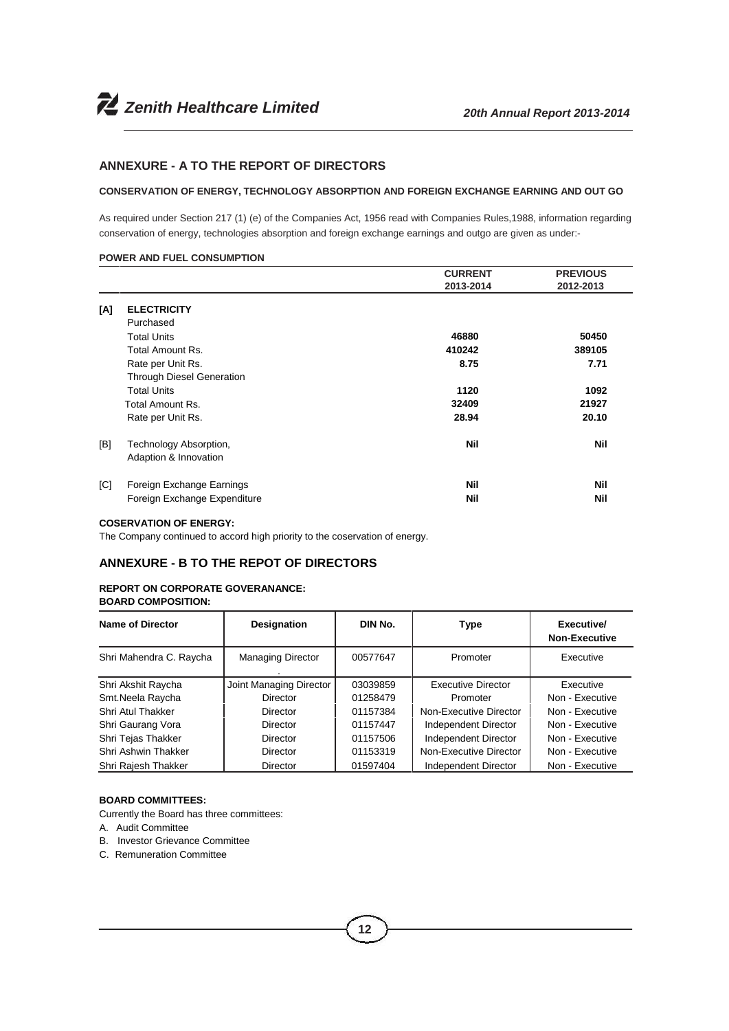## ANNEXURE - A TO THE REPORT OF DIRECTORS

**CONSERVATION OF ENERGY, TECHNOLOGY ABSORPTION AND FOREIGN EXCHANGE EARNING AND OUT GO**

As required under Section 217 (1) (e) of the Companies Act, 1956 read with Companies Rules,1988, information regarding conservation of energy, technologies absorption and foreign exchange earnings and outgo are given as under:-

**POWER AND FUEL CONSUMPTION**

| | | CURRENT 2013-2014 | PREVIOUS 2012-2013 |
|---|---|---|---|
| [A] | **ELECTRICITY** | | |
| | Purchased | | |
| | Total Units | **46880** | **50450** |
| | Total Amount Rs. | **410242** | **389105** |
| | Rate per Unit Rs. | **8.75** | **7.71** |
| | Through Diesel Generation | | |
| | Total Units | **1120** | **1092** |
| | Total Amount Rs. | **32409** | **21927** |
| | Rate per Unit Rs. | **28.94** | **20.10** |
| [B] | Technology Absorption, Adaption & Innovation | **Nil** | **Nil** |
| [C] | Foreign Exchange Earnings | **Nil** | **Nil** |
| | Foreign Exchange Expenditure | **Nil** | **Nil** |

**COSERVATION OF ENERGY:**

The Company continued to accord high priority to the coservation of energy.

## ANNEXURE - B TO THE REPOT OF DIRECTORS

**REPORT ON CORPORATE GOVERANANCE:**
**BOARD COMPOSITION:**

| Name of Director | Designation | DIN No. | Type | Executive/ Non-Executive |
|---|---|---|---|---|
| Shri Mahendra C. Raycha | Managing Director | 00577647 | Promoter | Executive |
| Shri Akshit Raycha | Joint Managing Director | 03039859 | Executive Director | Executive |
| Smt.Neela Raycha | Director | 01258479 | Promoter | Non - Executive |
| Shri Atul Thakker | Director | 01157384 | Non-Executive Director | Non - Executive |
| Shri Gaurang Vora | Director | 01157447 | Independent Director | Non - Executive |
| Shri Tejas Thakker | Director | 01157506 | Independent Director | Non - Executive |
| Shri Ashwin Thakker | Director | 01153319 | Non-Executive Director | Non - Executive |
| Shri Rajesh Thakker | Director | 01597404 | Independent Director | Non - Executive |

**BOARD COMMITTEES:**

Currently the Board has three committees:

A. Audit Committee
B. Investor Grievance Committee
C. Remuneration Committee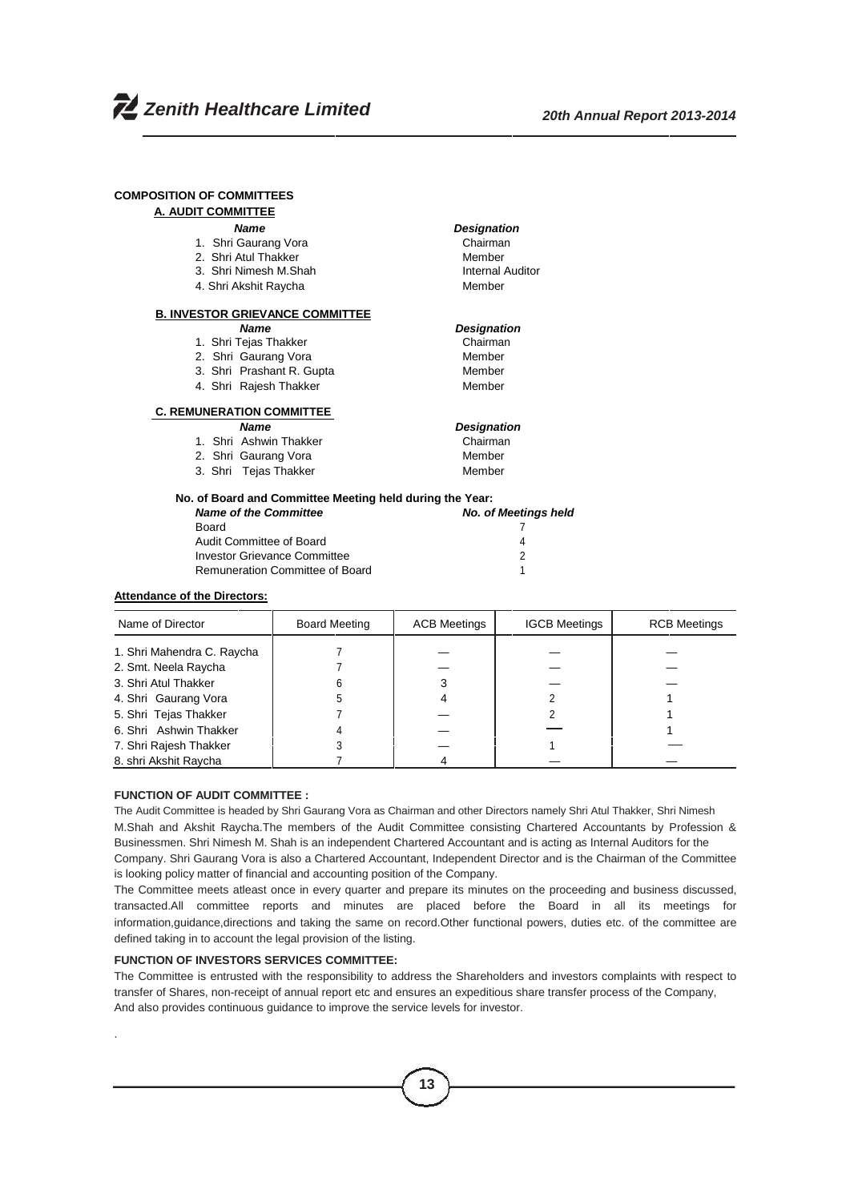## COMPOSITION OF COMMITTEES

### A. AUDIT COMMITTEE

| *Name* | *Designation* |
|---|---|
| 1. Shri Gaurang Vora | Chairman |
| 2. Shri Atul Thakker | Member |
| 3. Shri Nimesh M.Shah | Internal Auditor |
| 4. Shri Akshit Raycha | Member |

### B. INVESTOR GRIEVANCE COMMITTEE

| *Name* | *Designation* |
|---|---|
| 1. Shri Tejas Thakker | Chairman |
| 2. Shri Gaurang Vora | Member |
| 3. Shri Prashant R. Gupta | Member |
| 4. Shri Rajesh Thakker | Member |

### C. REMUNERATION COMMITTEE

| *Name* | *Designation* |
|---|---|
| 1. Shri Ashwin Thakker | Chairman |
| 2. Shri Gaurang Vora | Member |
| 3. Shri Tejas Thakker | Member |

**No. of Board and Committee Meeting held during the Year:**

| *Name of the Committee* | *No. of Meetings held* |
|---|---|
| Board | 7 |
| Audit Committee of Board | 4 |
| Investor Grievance Committee | 2 |
| Remuneration Committee of Board | 1 |

**Attendance of the Directors:**

| Name of Director | Board Meeting | ACB Meetings | IGCB Meetings | RCB Meetings |
|---|---|---|---|---|
| 1. Shri Mahendra C. Raycha | 7 | — | — | — |
| 2. Smt. Neela Raycha | 7 | — | — | — |
| 3. Shri Atul Thakker | 6 | 3 | — | — |
| 4. Shri Gaurang Vora | 5 | 4 | 2 | 1 |
| 5. Shri Tejas Thakker | 7 | — | 2 | 1 |
| 6. Shri Ashwin Thakker | 4 | — | — | 1 |
| 7. Shri Rajesh Thakker | 3 | — | 1 | — |
| 8. shri Akshit Raycha | 7 | 4 | — | — |

**FUNCTION OF AUDIT COMMITTEE :**

The Audit Committee is headed by Shri Gaurang Vora as Chairman and other Directors namely Shri Atul Thakker, Shri Nimesh M.Shah and Akshit Raycha.The members of the Audit Committee consisting Chartered Accountants by Profession & Businessmen. Shri Nimesh M. Shah is an independent Chartered Accountant and is acting as Internal Auditors for the Company. Shri Gaurang Vora is also a Chartered Accountant, Independent Director and is the Chairman of the Committee is looking policy matter of financial and accounting position of the Company.

The Committee meets atleast once in every quarter and prepare its minutes on the proceeding and business discussed, transacted.All committee reports and minutes are placed before the Board in all its meetings for information,guidance,directions and taking the same on record.Other functional powers, duties etc. of the committee are defined taking in to account the legal provision of the listing.

**FUNCTION OF INVESTORS SERVICES COMMITTEE:**

The Committee is entrusted with the responsibility to address the Shareholders and investors complaints with respect to transfer of Shares, non-receipt of annual report etc and ensures an expeditious share transfer process of the Company, And also provides continuous guidance to improve the service levels for investor.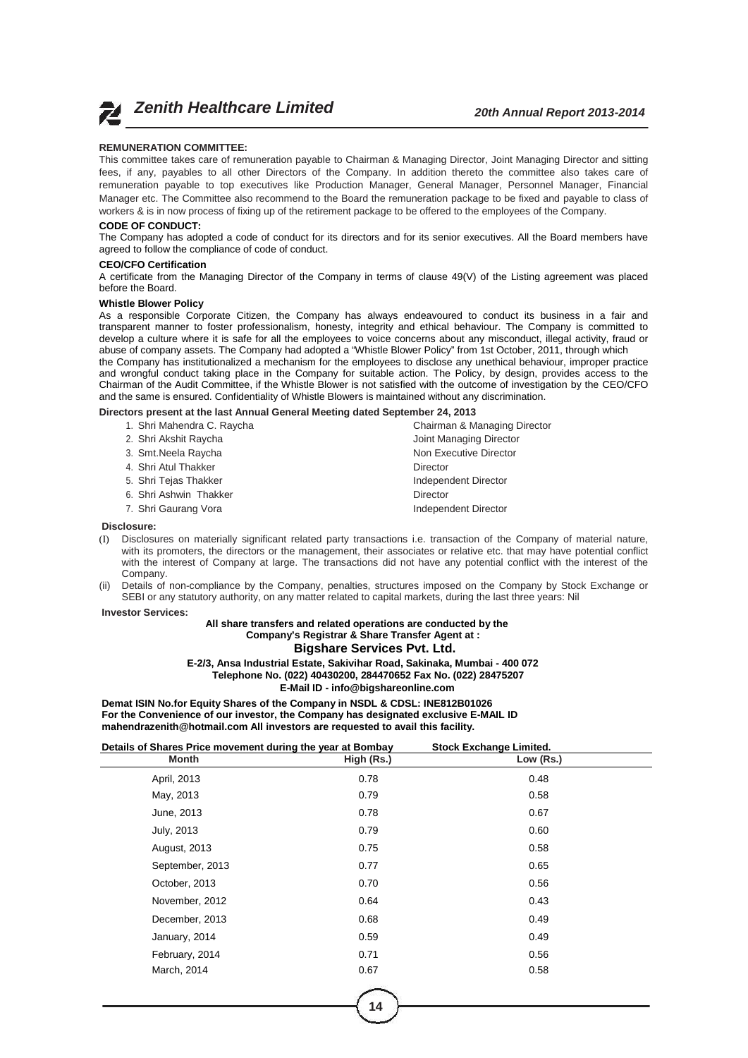### REMUNERATION COMMITTEE:

This committee takes care of remuneration payable to Chairman & Managing Director, Joint Managing Director and sitting fees, if any, payables to all other Directors of the Company. In addition thereto the committee also takes care of remuneration payable to top executives like Production Manager, General Manager, Personnel Manager, Financial Manager etc. The Committee also recommend to the Board the remuneration package to be fixed and payable to class of workers & is in now process of fixing up of the retirement package to be offered to the employees of the Company.

### CODE OF CONDUCT:

The Company has adopted a code of conduct for its directors and for its senior executives. All the Board members have agreed to follow the compliance of code of conduct.

### CEO/CFO Certification

A certificate from the Managing Director of the Company in terms of clause 49(V) of the Listing agreement was placed before the Board.

### Whistle Blower Policy

As a responsible Corporate Citizen, the Company has always endeavoured to conduct its business in a fair and transparent manner to foster professionalism, honesty, integrity and ethical behaviour. The Company is committed to develop a culture where it is safe for all the employees to voice concerns about any misconduct, illegal activity, fraud or abuse of company assets. The Company had adopted a "Whistle Blower Policy" from 1st October, 2011, through which the Company has institutionalized a mechanism for the employees to disclose any unethical behaviour, improper practice and wrongful conduct taking place in the Company for suitable action. The Policy, by design, provides access to the Chairman of the Audit Committee, if the Whistle Blower is not satisfied with the outcome of investigation by the CEO/CFO and the same is ensured. Confidentiality of Whistle Blowers is maintained without any discrimination.

### Directors present at the last Annual General Meeting dated September 24, 2013

| | |
|---|---|
| 1. Shri Mahendra C. Raycha | Chairman & Managing Director |
| 2. Shri Akshit Raycha | Joint Managing Director |
| 3. Smt.Neela Raycha | Non Executive Director |
| 4. Shri Atul Thakker | Director |
| 5. Shri Tejas Thakker | Independent Director |
| 6. Shri Ashwin Thakker | Director |
| 7. Shri Gaurang Vora | Independent Director |

### Disclosure:

(I) Disclosures on materially significant related party transactions i.e. transaction of the Company of material nature, with its promoters, the directors or the management, their associates or relative etc. that may have potential conflict with the interest of Company at large. The transactions did not have any potential conflict with the interest of the Company.

(ii) Details of non-compliance by the Company, penalties, structures imposed on the Company by Stock Exchange or SEBI or any statutory authority, on any matter related to capital markets, during the last three years: Nil

### Investor Services:

**All share transfers and related operations are conducted by the Company's Registrar & Share Transfer Agent at :**

**Bigshare Services Pvt. Ltd.**

**E-2/3, Ansa Industrial Estate, Sakivihar Road, Sakinaka, Mumbai - 400 072**
**Telephone No. (022) 40430200, 284470652 Fax No. (022) 28475207**
**E-Mail ID - info@bigshareonline.com**

**Demat ISIN No.for Equity Shares of the Company in NSDL & CDSL: INE812B01026**
**For the Convenience of our investor, the Company has designated exclusive E-MAIL ID mahendrazenith@hotmail.com All investors are requested to avail this facility.**

**Details of Shares Price movement during the year at Bombay Stock Exchange Limited.**

| Month | High (Rs.) | Low (Rs.) |
|---|---|---|
| April, 2013 | 0.78 | 0.48 |
| May, 2013 | 0.79 | 0.58 |
| June, 2013 | 0.78 | 0.67 |
| July, 2013 | 0.79 | 0.60 |
| August, 2013 | 0.75 | 0.58 |
| September, 2013 | 0.77 | 0.65 |
| October, 2013 | 0.70 | 0.56 |
| November, 2012 | 0.64 | 0.43 |
| December, 2013 | 0.68 | 0.49 |
| January, 2014 | 0.59 | 0.49 |
| February, 2014 | 0.71 | 0.56 |
| March, 2014 | 0.67 | 0.58 |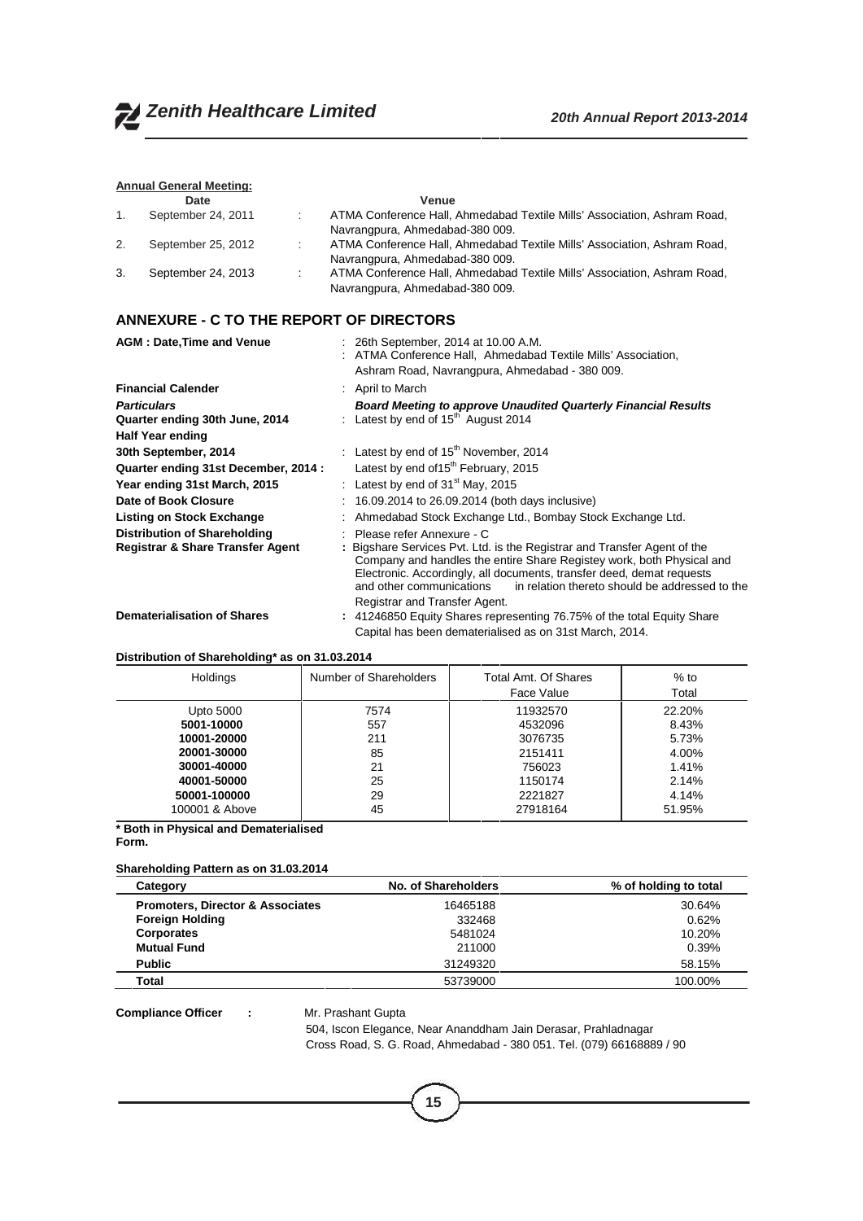**Annual General Meeting:**

| | Date | | Venue |
|---|---|---|---|
| 1. | September 24, 2011 | : | ATMA Conference Hall, Ahmedabad Textile Mills' Association, Ashram Road, Navrangpura, Ahmedabad-380 009. |
| 2. | September 25, 2012 | : | ATMA Conference Hall, Ahmedabad Textile Mills' Association, Ashram Road, Navrangpura, Ahmedabad-380 009. |
| 3. | September 24, 2013 | : | ATMA Conference Hall, Ahmedabad Textile Mills' Association, Ashram Road, Navrangpura, Ahmedabad-380 009. |

## ANNEXURE - C TO THE REPORT OF DIRECTORS

**AGM : Date,Time and Venue** : 26th September, 2014 at 10.00 A.M.
: ATMA Conference Hall, Ahmedabad Textile Mills' Association, Ashram Road, Navrangpura, Ahmedabad - 380 009.

**Financial Calender** : April to March

***Particulars*** — ***Board Meeting to approve Unaudited Quarterly Financial Results***

**Quarter ending 30th June, 2014** : Latest by end of 15th August 2014

**Half Year ending 30th September, 2014** : Latest by end of 15th November, 2014

**Quarter ending 31st December, 2014 :** Latest by end of15th February, 2015

**Year ending 31st March, 2015** : Latest by end of 31st May, 2015

**Date of Book Closure** : 16.09.2014 to 26.09.2014 (both days inclusive)

**Listing on Stock Exchange** : Ahmedabad Stock Exchange Ltd., Bombay Stock Exchange Ltd.

**Distribution of Shareholding** : Please refer Annexure - C

**Registrar & Share Transfer Agent** : Bigshare Services Pvt. Ltd. is the Registrar and Transfer Agent of the Company and handles the entire Share Registey work, both Physical and Electronic. Accordingly, all documents, transfer deed, demat requests and other communications in relation thereto should be addressed to the Registrar and Transfer Agent.

**Dematerialisation of Shares** : 41246850 Equity Shares representing 76.75% of the total Equity Share Capital has been dematerialised as on 31st March, 2014.

**Distribution of Shareholding* as on 31.03.2014**

| Holdings | Number of Shareholders | Total Amt. Of Shares Face Value | % to Total |
|---|---|---|---|
| Upto 5000 | 7574 | 11932570 | 22.20% |
| 5001-10000 | 557 | 4532096 | 8.43% |
| 10001-20000 | 211 | 3076735 | 5.73% |
| 20001-30000 | 85 | 2151411 | 4.00% |
| 30001-40000 | 21 | 756023 | 1.41% |
| 40001-50000 | 25 | 1150174 | 2.14% |
| 50001-100000 | 29 | 2221827 | 4.14% |
| 100001 & Above | 45 | 27918164 | 51.95% |

**\* Both in Physical and Dematerialised Form.**

**Shareholding Pattern as on 31.03.2014**

| Category | No. of Shareholders | % of holding to total |
|---|---|---|
| **Promoters, Director & Associates** | 16465188 | 30.64% |
| **Foreign Holding** | 332468 | 0.62% |
| **Corporates** | 5481024 | 10.20% |
| **Mutual Fund** | 211000 | 0.39% |
| **Public** | 31249320 | 58.15% |
| **Total** | 53739000 | 100.00% |

**Compliance Officer :** Mr. Prashant Gupta
504, Iscon Elegance, Near Ananddham Jain Derasar, Prahladnagar Cross Road, S. G. Road, Ahmedabad - 380 051. Tel. (079) 66168889 / 90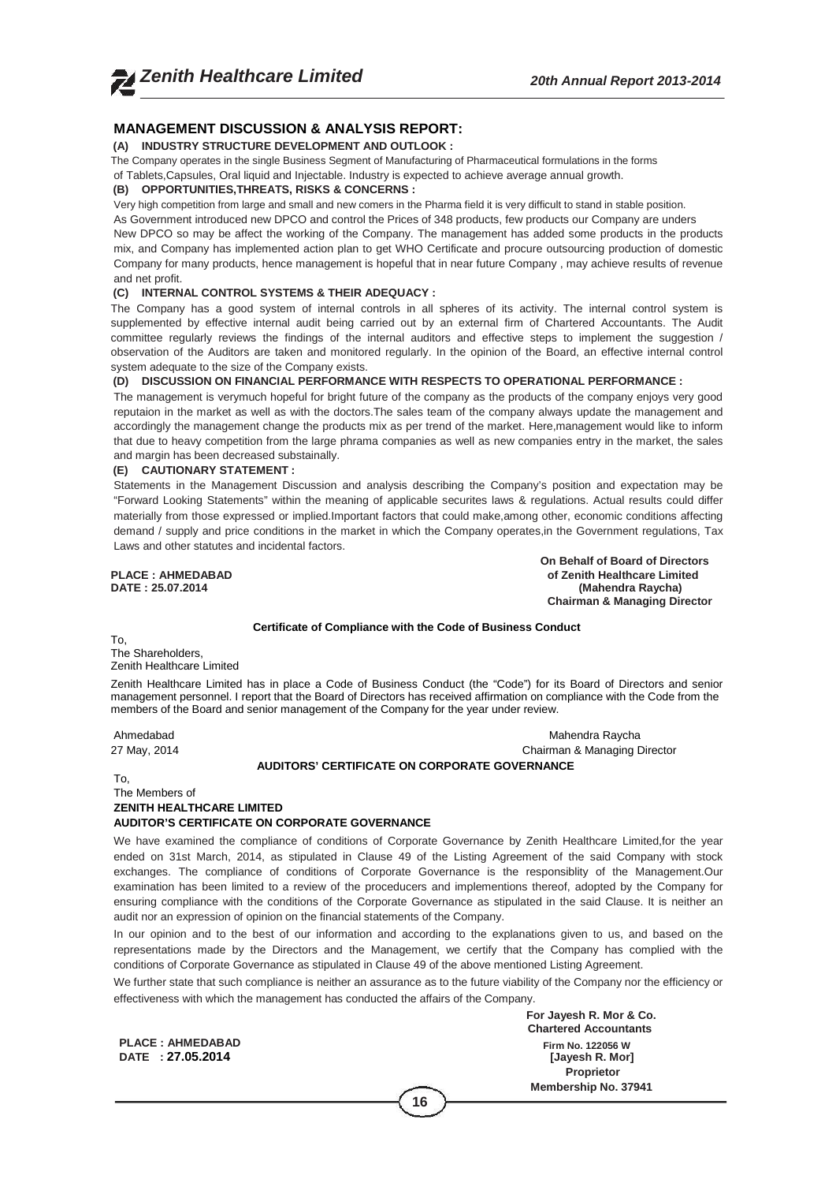## MANAGEMENT DISCUSSION & ANALYSIS REPORT:

**(A) INDUSTRY STRUCTURE DEVELOPMENT AND OUTLOOK :**

The Company operates in the single Business Segment of Manufacturing of Pharmaceutical formulations in the forms of Tablets,Capsules, Oral liquid and Injectable. Industry is expected to achieve average annual growth.

**(B) OPPORTUNITIES,THREATS, RISKS & CONCERNS :**

Very high competition from large and small and new comers in the Pharma field it is very difficult to stand in stable position.

As Government introduced new DPCO and control the Prices of 348 products, few products our Company are unders New DPCO so may be affect the working of the Company. The management has added some products in the products mix, and Company has implemented action plan to get WHO Certificate and procure outsourcing production of domestic Company for many products, hence management is hopeful that in near future Company , may achieve results of revenue and net profit.

**(C) INTERNAL CONTROL SYSTEMS & THEIR ADEQUACY :**

The Company has a good system of internal controls in all spheres of its activity. The internal control system is supplemented by effective internal audit being carried out by an external firm of Chartered Accountants. The Audit committee regularly reviews the findings of the internal auditors and effective steps to implement the suggestion / observation of the Auditors are taken and monitored regularly. In the opinion of the Board, an effective internal control system adequate to the size of the Company exists.

**(D) DISCUSSION ON FINANCIAL PERFORMANCE WITH RESPECTS TO OPERATIONAL PERFORMANCE :**

The management is verymuch hopeful for bright future of the company as the products of the company enjoys very good reputaion in the market as well as with the doctors.The sales team of the company always update the management and accordingly the management change the products mix as per trend of the market. Here,management would like to inform that due to heavy competition from the large phrama companies as well as new companies entry in the market, the sales and margin has been decreased substainally.

**(E) CAUTIONARY STATEMENT :**

Statements in the Management Discussion and analysis describing the Company's position and expectation may be "Forward Looking Statements" within the meaning of applicable securites laws & regulations. Actual results could differ materially from those expressed or implied.Important factors that could make,among other, economic conditions affecting demand / supply and price conditions in the market in which the Company operates,in the Government regulations, Tax Laws and other statutes and incidental factors.

**PLACE : AHMEDABAD**
**DATE : 25.07.2014**

**On Behalf of Board of Directors**
**of Zenith Healthcare Limited**
**(Mahendra Raycha)**
**Chairman & Managing Director**

### Certificate of Compliance with the Code of Business Conduct

To,
The Shareholders,
Zenith Healthcare Limited

Zenith Healthcare Limited has in place a Code of Business Conduct (the "Code") for its Board of Directors and senior management personnel. I report that the Board of Directors has received affirmation on compliance with the Code from the members of the Board and senior management of the Company for the year under review.

Ahmedabad
27 May, 2014

Mahendra Raycha
Chairman & Managing Director

### AUDITORS' CERTIFICATE ON CORPORATE GOVERNANCE

To,
The Members of
**ZENITH HEALTHCARE LIMITED**
**AUDITOR'S CERTIFICATE ON CORPORATE GOVERNANCE**

We have examined the compliance of conditions of Corporate Governance by Zenith Healthcare Limited,for the year ended on 31st March, 2014, as stipulated in Clause 49 of the Listing Agreement of the said Company with stock exchanges. The compliance of conditions of Corporate Governance is the responsiblity of the Management.Our examination has been limited to a review of the proceducers and implementions thereof, adopted by the Company for ensuring compliance with the conditions of the Corporate Governance as stipulated in the said Clause. It is neither an audit nor an expression of opinion on the financial statements of the Company.

In our opinion and to the best of our information and according to the explanations given to us, and based on the representations made by the Directors and the Management, we certify that the Company has complied with the conditions of Corporate Governance as stipulated in Clause 49 of the above mentioned Listing Agreement.

We further state that such compliance is neither an assurance as to the future viability of the Company nor the efficiency or effectiveness with which the management has conducted the affairs of the Company.

**PLACE : AHMEDABAD**
**DATE : 27.05.2014**

**For Jayesh R. Mor & Co.**
**Chartered Accountants**
**Firm No. 122056 W**
**[Jayesh R. Mor]**
**Proprietor**
**Membership No. 37941**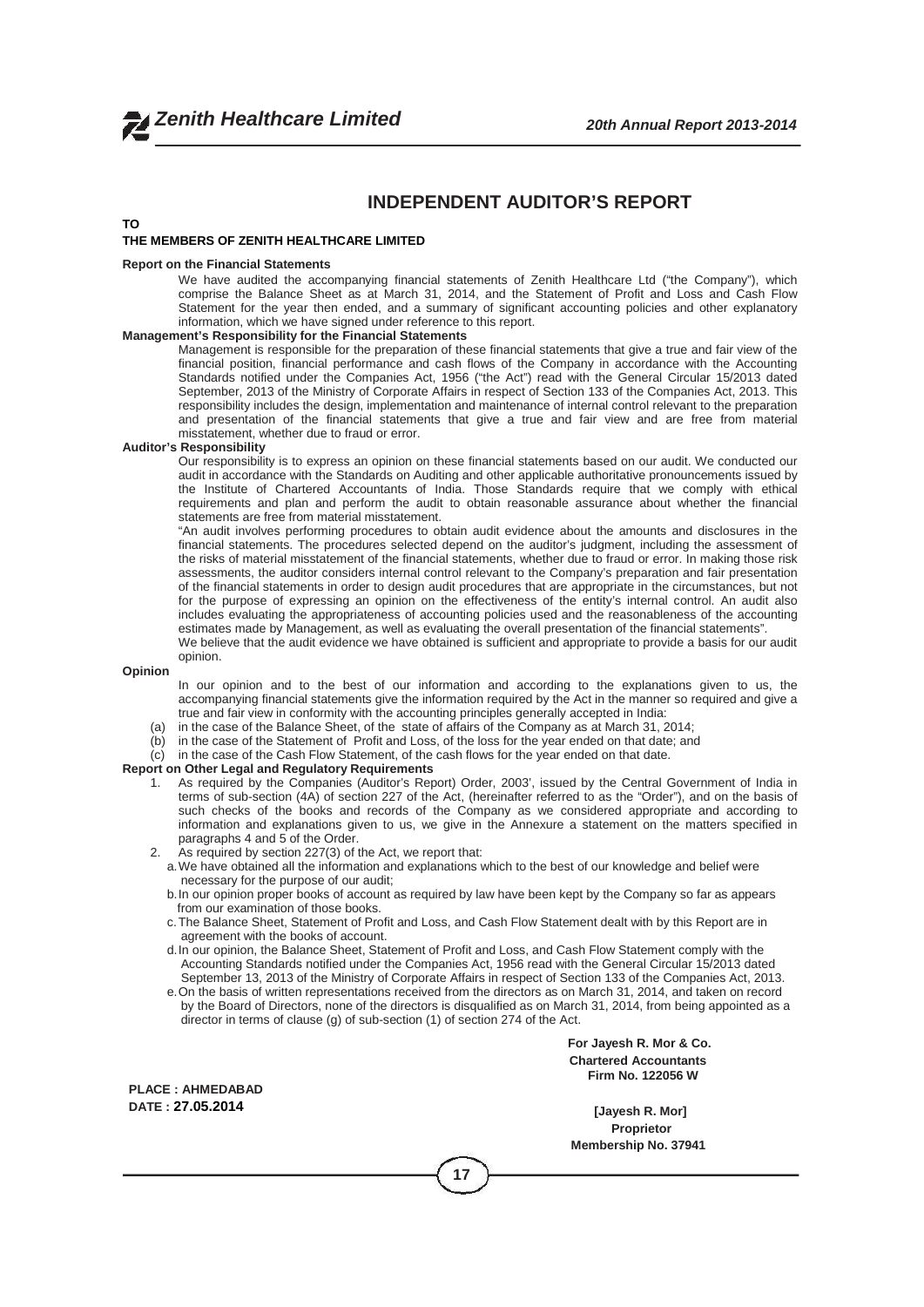# INDEPENDENT AUDITOR'S REPORT

**TO**

**THE MEMBERS OF ZENITH HEALTHCARE LIMITED**

**Report on the Financial Statements**

We have audited the accompanying financial statements of Zenith Healthcare Ltd ("the Company"), which comprise the Balance Sheet as at March 31, 2014, and the Statement of Profit and Loss and Cash Flow Statement for the year then ended, and a summary of significant accounting policies and other explanatory information, which we have signed under reference to this report.

**Management's Responsibility for the Financial Statements**

Management is responsible for the preparation of these financial statements that give a true and fair view of the financial position, financial performance and cash flows of the Company in accordance with the Accounting Standards notified under the Companies Act, 1956 ("the Act") read with the General Circular 15/2013 dated September, 2013 of the Ministry of Corporate Affairs in respect of Section 133 of the Companies Act, 2013. This responsibility includes the design, implementation and maintenance of internal control relevant to the preparation and presentation of the financial statements that give a true and fair view and are free from material misstatement, whether due to fraud or error.

**Auditor's Responsibility**

Our responsibility is to express an opinion on these financial statements based on our audit. We conducted our audit in accordance with the Standards on Auditing and other applicable authoritative pronouncements issued by the Institute of Chartered Accountants of India. Those Standards require that we comply with ethical requirements and plan and perform the audit to obtain reasonable assurance about whether the financial statements are free from material misstatement.

"An audit involves performing procedures to obtain audit evidence about the amounts and disclosures in the financial statements. The procedures selected depend on the auditor's judgment, including the assessment of the risks of material misstatement of the financial statements, whether due to fraud or error. In making those risk assessments, the auditor considers internal control relevant to the Company's preparation and fair presentation of the financial statements in order to design audit procedures that are appropriate in the circumstances, but not for the purpose of expressing an opinion on the effectiveness of the entity's internal control. An audit also includes evaluating the appropriateness of accounting policies used and the reasonableness of the accounting estimates made by Management, as well as evaluating the overall presentation of the financial statements".

We believe that the audit evidence we have obtained is sufficient and appropriate to provide a basis for our audit opinion.

**Opinion**

In our opinion and to the best of our information and according to the explanations given to us, the accompanying financial statements give the information required by the Act in the manner so required and give a true and fair view in conformity with the accounting principles generally accepted in India:

(a) in the case of the Balance Sheet, of the state of affairs of the Company as at March 31, 2014;

(b) in the case of the Statement of Profit and Loss, of the loss for the year ended on that date; and

(c) in the case of the Cash Flow Statement, of the cash flows for the year ended on that date.

**Report on Other Legal and Regulatory Requirements**

1. As required by the Companies (Auditor's Report) Order, 2003', issued by the Central Government of India in terms of sub-section (4A) of section 227 of the Act, (hereinafter referred to as the "Order"), and on the basis of such checks of the books and records of the Company as we considered appropriate and according to information and explanations given to us, we give in the Annexure a statement on the matters specified in paragraphs 4 and 5 of the Order.
2. As required by section 227(3) of the Act, we report that:
   a. We have obtained all the information and explanations which to the best of our knowledge and belief were necessary for the purpose of our audit;
   b. In our opinion proper books of account as required by law have been kept by the Company so far as appears from our examination of those books.
   c. The Balance Sheet, Statement of Profit and Loss, and Cash Flow Statement dealt with by this Report are in agreement with the books of account.
   d. In our opinion, the Balance Sheet, Statement of Profit and Loss, and Cash Flow Statement comply with the Accounting Standards notified under the Companies Act, 1956 read with the General Circular 15/2013 dated September 13, 2013 of the Ministry of Corporate Affairs in respect of Section 133 of the Companies Act, 2013.
   e. On the basis of written representations received from the directors as on March 31, 2014, and taken on record by the Board of Directors, none of the directors is disqualified as on March 31, 2014, from being appointed as a director in terms of clause (g) of sub-section (1) of section 274 of the Act.

**For Jayesh R. Mor & Co.**
**Chartered Accountants**
**Firm No. 122056 W**

**PLACE : AHMEDABAD**
**DATE : 27.05.2014**

**[Jayesh R. Mor]**
**Proprietor**
**Membership No. 37941**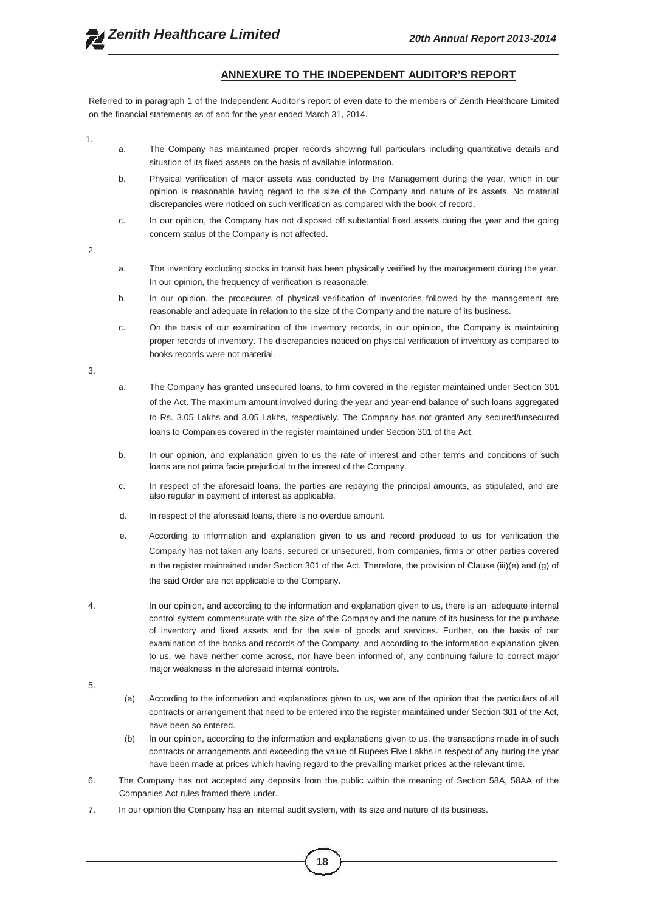## ANNEXURE TO THE INDEPENDENT AUDITOR'S REPORT

Referred to in paragraph 1 of the Independent Auditor's report of even date to the members of Zenith Healthcare Limited on the financial statements as of and for the year ended March 31, 2014.

1.
   a. The Company has maintained proper records showing full particulars including quantitative details and situation of its fixed assets on the basis of available information.

   b. Physical verification of major assets was conducted by the Management during the year, which in our opinion is reasonable having regard to the size of the Company and nature of its assets. No material discrepancies were noticed on such verification as compared with the book of record.

   c. In our opinion, the Company has not disposed off substantial fixed assets during the year and the going concern status of the Company is not affected.

2.
   a. The inventory excluding stocks in transit has been physically verified by the management during the year. In our opinion, the frequency of verification is reasonable.

   b. In our opinion, the procedures of physical verification of inventories followed by the management are reasonable and adequate in relation to the size of the Company and the nature of its business.

   c. On the basis of our examination of the inventory records, in our opinion, the Company is maintaining proper records of inventory. The discrepancies noticed on physical verification of inventory as compared to books records were not material.

3.
   a. The Company has granted unsecured loans, to firm covered in the register maintained under Section 301 of the Act. The maximum amount involved during the year and year-end balance of such loans aggregated to Rs. 3.05 Lakhs and 3.05 Lakhs, respectively. The Company has not granted any secured/unsecured loans to Companies covered in the register maintained under Section 301 of the Act.

   b. In our opinion, and explanation given to us the rate of interest and other terms and conditions of such loans are not prima facie prejudicial to the interest of the Company.

   c. In respect of the aforesaid loans, the parties are repaying the principal amounts, as stipulated, and are also regular in payment of interest as applicable.

   d. In respect of the aforesaid loans, there is no overdue amount.

   e. According to information and explanation given to us and record produced to us for verification the Company has not taken any loans, secured or unsecured, from companies, firms or other parties covered in the register maintained under Section 301 of the Act. Therefore, the provision of Clause (iii)(e) and (g) of the said Order are not applicable to the Company.

4. In our opinion, and according to the information and explanation given to us, there is an adequate internal control system commensurate with the size of the Company and the nature of its business for the purchase of inventory and fixed assets and for the sale of goods and services. Further, on the basis of our examination of the books and records of the Company, and according to the information explanation given to us, we have neither come across, nor have been informed of, any continuing failure to correct major major weakness in the aforesaid internal controls.

5.
   (a) According to the information and explanations given to us, we are of the opinion that the particulars of all contracts or arrangement that need to be entered into the register maintained under Section 301 of the Act, have been so entered.

   (b) In our opinion, according to the information and explanations given to us, the transactions made in of such contracts or arrangements and exceeding the value of Rupees Five Lakhs in respect of any during the year have been made at prices which having regard to the prevailing market prices at the relevant time.

6. The Company has not accepted any deposits from the public within the meaning of Section 58A, 58AA of the Companies Act rules framed there under.

7. In our opinion the Company has an internal audit system, with its size and nature of its business.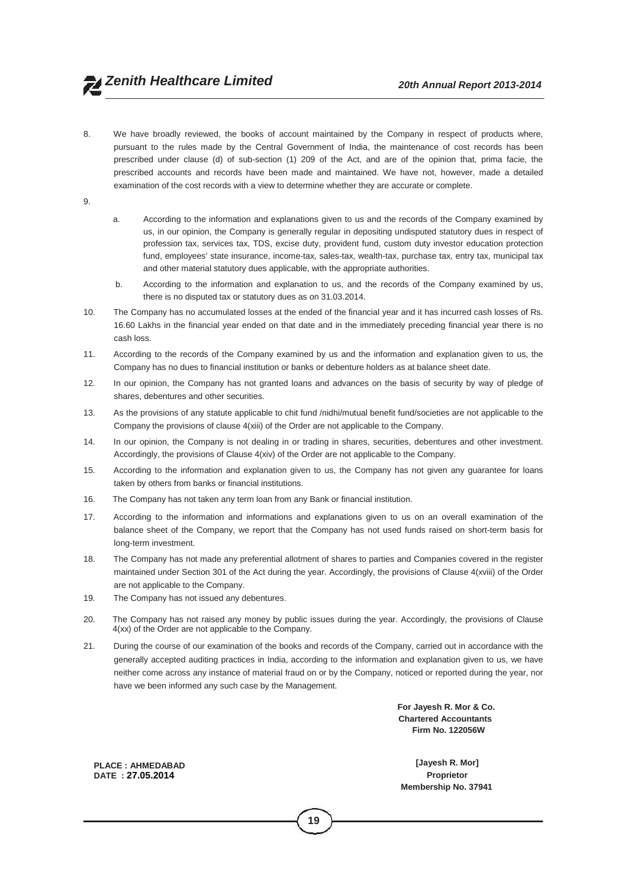8. We have broadly reviewed, the books of account maintained by the Company in respect of products where, pursuant to the rules made by the Central Government of India, the maintenance of cost records has been prescribed under clause (d) of sub-section (1) 209 of the Act, and are of the opinion that, prima facie, the prescribed accounts and records have been made and maintained. We have not, however, made a detailed examination of the cost records with a view to determine whether they are accurate or complete.

9.
   a. According to the information and explanations given to us and the records of the Company examined by us, in our opinion, the Company is generally regular in depositing undisputed statutory dues in respect of profession tax, services tax, TDS, excise duty, provident fund, custom duty investor education protection fund, employees' state insurance, income-tax, sales-tax, wealth-tax, purchase tax, entry tax, municipal tax and other material statutory dues applicable, with the appropriate authorities.

   b. According to the information and explanation to us, and the records of the Company examined by us, there is no disputed tax or statutory dues as on 31.03.2014.

10. The Company has no accumulated losses at the ended of the financial year and it has incurred cash losses of Rs. 16.60 Lakhs in the financial year ended on that date and in the immediately preceding financial year there is no cash loss.

11. According to the records of the Company examined by us and the information and explanation given to us, the Company has no dues to financial institution or banks or debenture holders as at balance sheet date.

12. In our opinion, the Company has not granted loans and advances on the basis of security by way of pledge of shares, debentures and other securities.

13. As the provisions of any statute applicable to chit fund /nidhi/mutual benefit fund/societies are not applicable to the Company the provisions of clause 4(xiii) of the Order are not applicable to the Company.

14. In our opinion, the Company is not dealing in or trading in shares, securities, debentures and other investment. Accordingly, the provisions of Clause 4(xiv) of the Order are not applicable to the Company.

15. According to the information and explanation given to us, the Company has not given any guarantee for loans taken by others from banks or financial institutions.

16. The Company has not taken any term loan from any Bank or financial institution.

17. According to the information and informations and explanations given to us on an overall examination of the balance sheet of the Company, we report that the Company has not used funds raised on short-term basis for long-term investment.

18. The Company has not made any preferential allotment of shares to parties and Companies covered in the register maintained under Section 301 of the Act during the year. Accordingly, the provisions of Clause 4(xviii) of the Order are not applicable to the Company.

19. The Company has not issued any debentures.

20. The Company has not raised any money by public issues during the year. Accordingly, the provisions of Clause 4(xx) of the Order are not applicable to the Company.

21. During the course of our examination of the books and records of the Company, carried out in accordance with the generally accepted auditing practices in India, according to the information and explanation given to us, we have neither come across any instance of material fraud on or by the Company, noticed or reported during the year, nor have we been informed any such case by the Management.

**For Jayesh R. Mor & Co.**
**Chartered Accountants**
**Firm No. 122056W**

**PLACE : AHMEDABAD**
**DATE : 27.05.2014**

**[Jayesh R. Mor]**
**Proprietor**
**Membership No. 37941**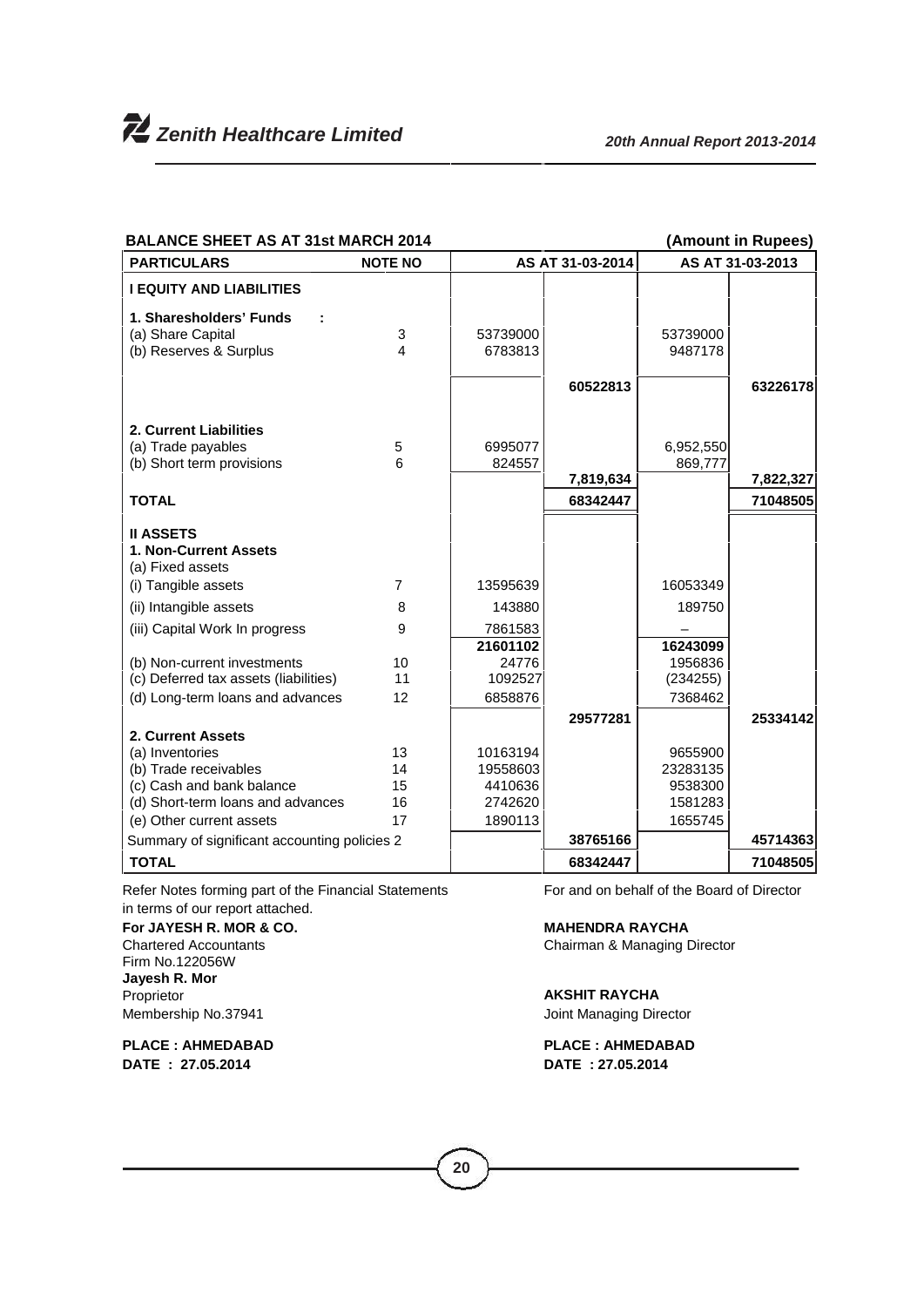## BALANCE SHEET AS AT 31st MARCH 2014

(Amount in Rupees)

| PARTICULARS | NOTE NO | AS AT 31-03-2014 | | AS AT 31-03-2013 | |
|---|---|---|---|---|---|
| **I EQUITY AND LIABILITIES** | | | | | |
| **1. Sharesholders' Funds :** | | | | | |
| (a) Share Capital | 3 | 53739000 | | 53739000 | |
| (b) Reserves & Surplus | 4 | 6783813 | | 9487178 | |
| | | | **60522813** | | **63226178** |
| **2. Current Liabilities** | | | | | |
| (a) Trade payables | 5 | 6995077 | | 6,952,550 | |
| (b) Short term provisions | 6 | 824557 | | 869,777 | |
| | | | **7,819,634** | | **7,822,327** |
| **TOTAL** | | | **68342447** | | **71048505** |
| **II ASSETS** | | | | | |
| **1. Non-Current Assets** | | | | | |
| (a) Fixed assets | | | | | |
| (i) Tangible assets | 7 | 13595639 | | 16053349 | |
| (ii) Intangible assets | 8 | 143880 | | 189750 | |
| (iii) Capital Work In progress | 9 | 7861583 | | – | |
| | | **21601102** | | **16243099** | |
| (b) Non-current investments | 10 | 24776 | | 1956836 | |
| (c) Deferred tax assets (liabilities) | 11 | 1092527 | | (234255) | |
| (d) Long-term loans and advances | 12 | 6858876 | | 7368462 | |
| | | | **29577281** | | **25334142** |
| **2. Current Assets** | | | | | |
| (a) Inventories | 13 | 10163194 | | 9655900 | |
| (b) Trade receivables | 14 | 19558603 | | 23283135 | |
| (c) Cash and bank balance | 15 | 4410636 | | 9538300 | |
| (d) Short-term loans and advances | 16 | 2742620 | | 1581283 | |
| (e) Other current assets | 17 | 1890113 | | 1655745 | |
| Summary of significant accounting policies 2 | | | **38765166** | | **45714363** |
| **TOTAL** | | | **68342447** | | **71048505** |

Refer Notes forming part of the Financial Statements
in terms of our report attached.

**For JAYESH R. MOR & CO.**
Chartered Accountants
Firm No.122056W
**Jayesh R. Mor**
Proprietor
Membership No.37941

**PLACE : AHMEDABAD**
**DATE : 27.05.2014**

For and on behalf of the Board of Director

**MAHENDRA RAYCHA**
Chairman & Managing Director

**AKSHIT RAYCHA**
Joint Managing Director

**PLACE : AHMEDABAD**
**DATE : 27.05.2014**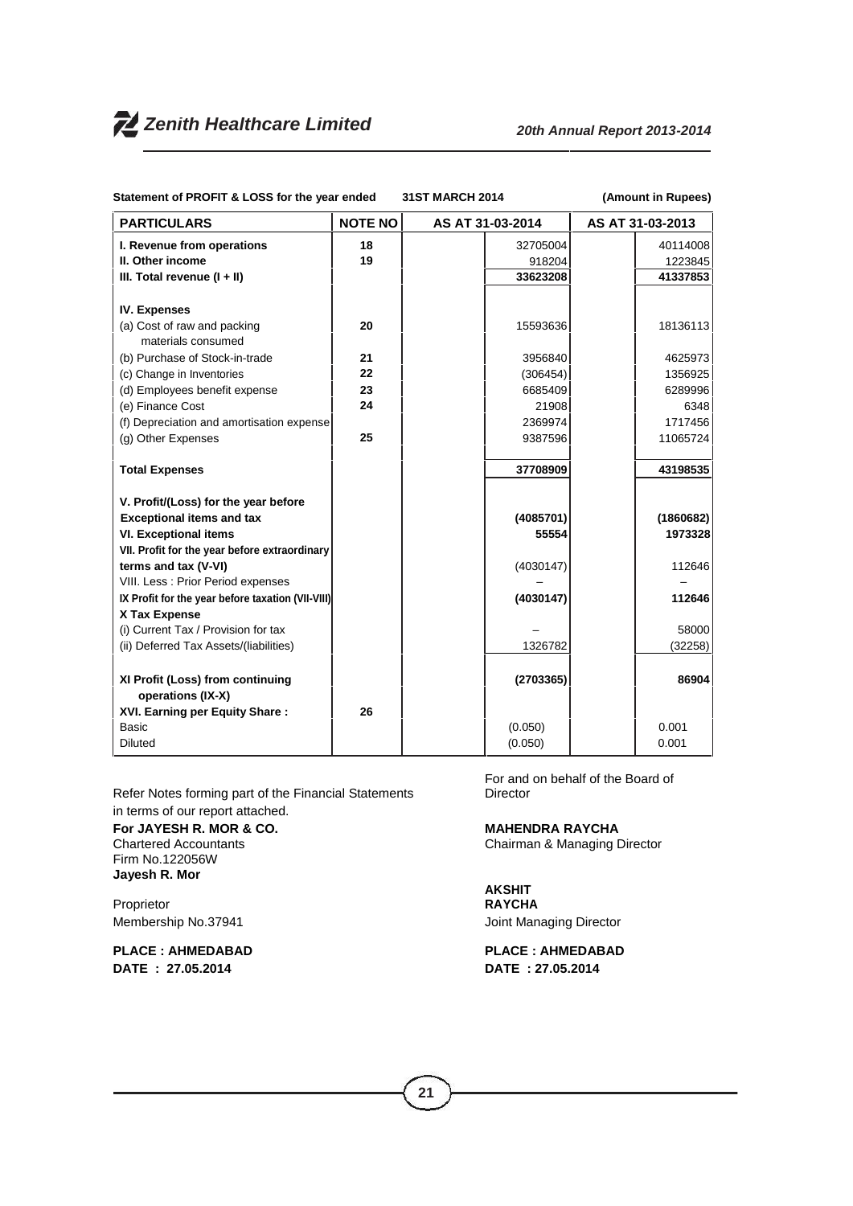**Statement of PROFIT & LOSS for the year ended 31ST MARCH 2014 (Amount in Rupees)**

| PARTICULARS | NOTE NO | AS AT 31-03-2014 | AS AT 31-03-2013 |
|---|---|---|---|
| **I. Revenue from operations** | **18** | 32705004 | 40114008 |
| **II. Other income** | **19** | 918204 | 1223845 |
| **III. Total revenue (I + II)** | | **33623208** | **41337853** |
| **IV. Expenses** | | | |
| (a) Cost of raw and packing materials consumed | **20** | 15593636 | 18136113 |
| (b) Purchase of Stock-in-trade | **21** | 3956840 | 4625973 |
| (c) Change in Inventories | **22** | (306454) | 1356925 |
| (d) Employees benefit expense | **23** | 6685409 | 6289996 |
| (e) Finance Cost | **24** | 21908 | 6348 |
| (f) Depreciation and amortisation expense | | 2369974 | 1717456 |
| (g) Other Expenses | **25** | 9387596 | 11065724 |
| **Total Expenses** | | **37708909** | **43198535** |
| **V. Profit/(Loss) for the year before Exceptional items and tax** | | **(4085701)** | **(1860682)** |
| **VI. Exceptional items** | | **55554** | **1973328** |
| **VII. Profit for the year before extraordinary terms and tax (V-VI)** | | (4030147) | 112646 |
| VIII. Less : Prior Period expenses | | – | – |
| **IX Profit for the year before taxation (VII-VIII)** | | **(4030147)** | **112646** |
| **X Tax Expense** | | | |
| (i) Current Tax / Provision for tax | | – | 58000 |
| (ii) Deferred Tax Assets/(liabilities) | | 1326782 | (32258) |
| **XI Profit (Loss) from continuing operations (IX-X)** | | **(2703365)** | **86904** |
| **XVI. Earning per Equity Share :** | **26** | | |
| Basic | | (0.050) | 0.001 |
| Diluted | | (0.050) | 0.001 |

Refer Notes forming part of the Financial Statements
in terms of our report attached.

**For JAYESH R. MOR & CO.**
Chartered Accountants
Firm No.122056W
**Jayesh R. Mor**

Proprietor
Membership No.37941

**PLACE : AHMEDABAD**
**DATE : 27.05.2014**

For and on behalf of the Board of Director

**MAHENDRA RAYCHA**
Chairman & Managing Director

**AKSHIT RAYCHA**
Joint Managing Director

**PLACE : AHMEDABAD**
**DATE : 27.05.2014**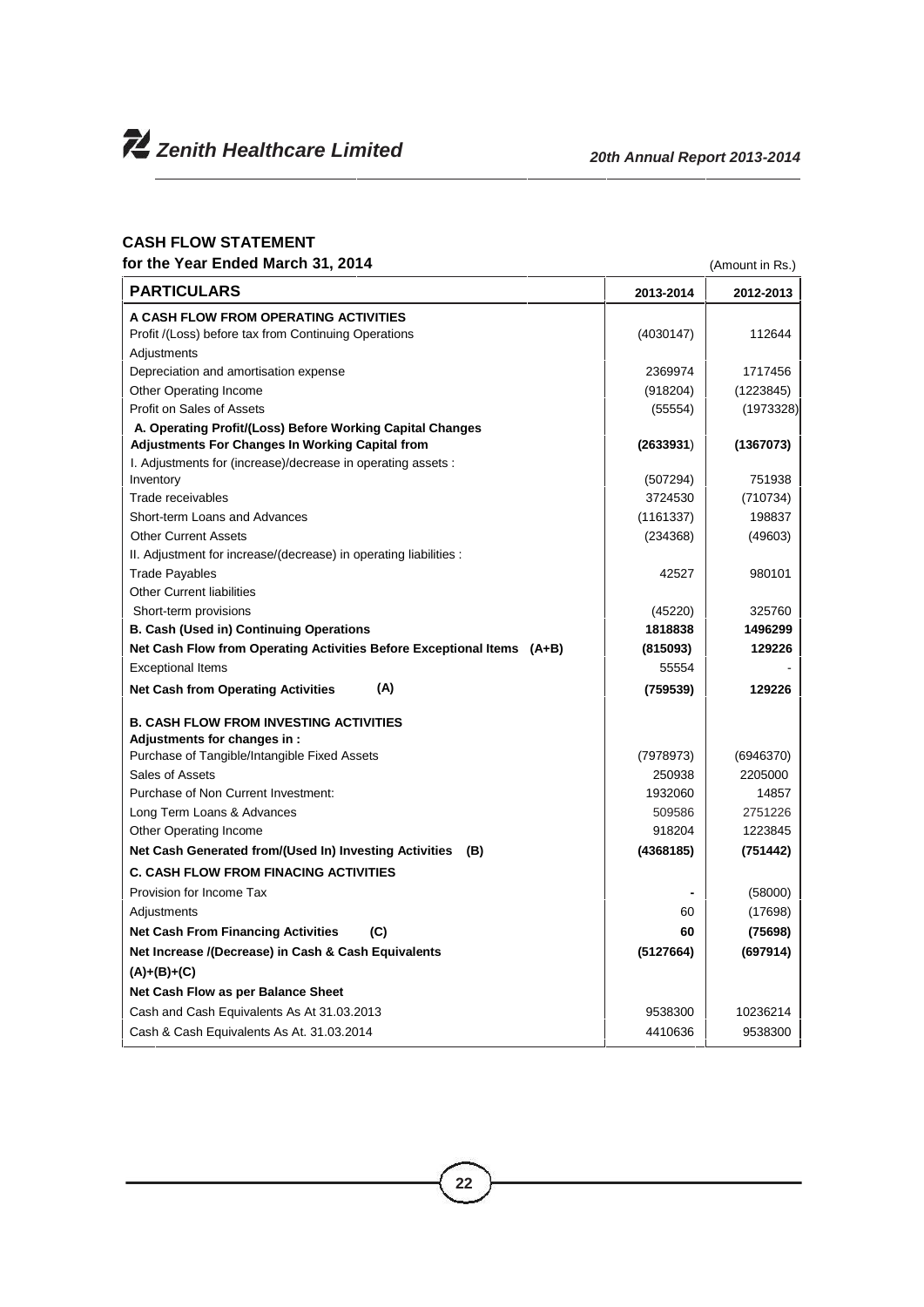## CASH FLOW STATEMENT

**for the Year Ended March 31, 2014** (Amount in Rs.)

| PARTICULARS | 2013-2014 | 2012-2013 |
|---|---|---|
| **A CASH FLOW FROM OPERATING ACTIVITIES** | | |
| Profit /(Loss) before tax from Continuing Operations | (4030147) | 112644 |
| Adjustments | | |
| Depreciation and amortisation expense | 2369974 | 1717456 |
| Other Operating Income | (918204) | (1223845) |
| Profit on Sales of Assets | (55554) | (1973328) |
| **A. Operating Profit/(Loss) Before Working Capital Changes** | | |
| **Adjustments For Changes In Working Capital from** | **(2633931)** | **(1367073)** |
| I. Adjustments for (increase)/decrease in operating assets : | | |
| Inventory | (507294) | 751938 |
| Trade receivables | 3724530 | (710734) |
| Short-term Loans and Advances | (1161337) | 198837 |
| Other Current Assets | (234368) | (49603) |
| II. Adjustment for increase/(decrease) in operating liabilities : | | |
| Trade Payables | 42527 | 980101 |
| Other Current liabilities | | |
| Short-term provisions | (45220) | 325760 |
| **B. Cash (Used in) Continuing Operations** | **1818838** | **1496299** |
| **Net Cash Flow from Operating Activities Before Exceptional Items (A+B)** | **(815093)** | **129226** |
| Exceptional Items | 55554 | - |
| **Net Cash from Operating Activities (A)** | **(759539)** | **129226** |
| **B. CASH FLOW FROM INVESTING ACTIVITIES** | | |
| **Adjustments for changes in :** | | |
| Purchase of Tangible/Intangible Fixed Assets | (7978973) | (6946370) |
| Sales of Assets | 250938 | 2205000 |
| Purchase of Non Current Investment: | 1932060 | 14857 |
| Long Term Loans & Advances | 509586 | 2751226 |
| Other Operating Income | 918204 | 1223845 |
| **Net Cash Generated from/(Used In) Investing Activities (B)** | **(4368185)** | **(751442)** |
| **C. CASH FLOW FROM FINACING ACTIVITIES** | | |
| Provision for Income Tax | - | (58000) |
| Adjustments | 60 | (17698) |
| **Net Cash From Financing Activities (C)** | **60** | **(75698)** |
| **Net Increase /(Decrease) in Cash & Cash Equivalents** | **(5127664)** | **(697914)** |
| **(A)+(B)+(C)** | | |
| **Net Cash Flow as per Balance Sheet** | | |
| Cash and Cash Equivalents As At 31.03.2013 | 9538300 | 10236214 |
| Cash & Cash Equivalents As At. 31.03.2014 | 4410636 | 9538300 |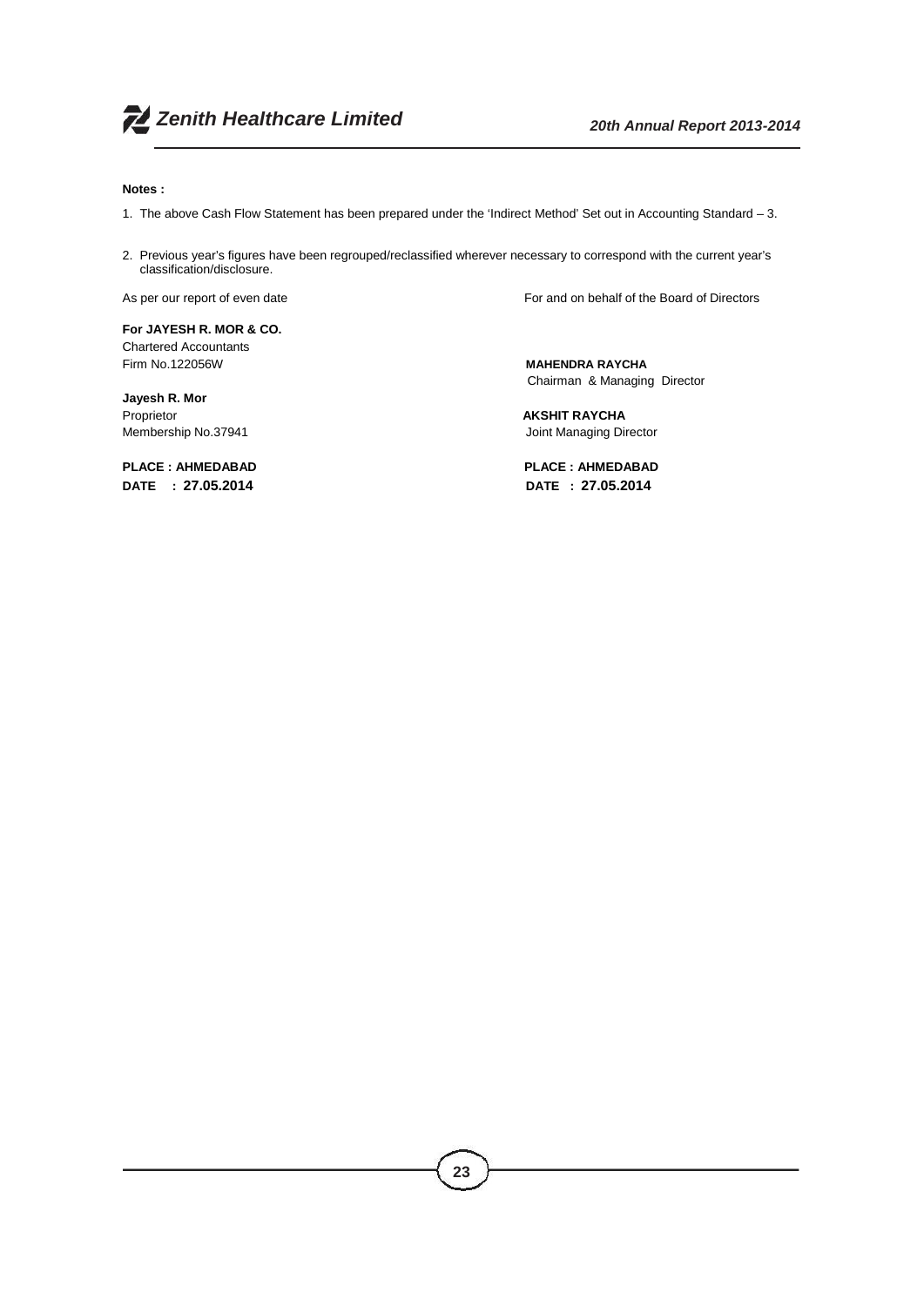**Notes :**

1. The above Cash Flow Statement has been prepared under the 'Indirect Method' Set out in Accounting Standard – 3.

2. Previous year's figures have been regrouped/reclassified wherever necessary to correspond with the current year's classification/disclosure.

As per our report of even date

**For JAYESH R. MOR & CO.**
Chartered Accountants
Firm No.122056W

**Jayesh R. Mor**
Proprietor
Membership No.37941

**PLACE : AHMEDABAD**
**DATE : 27.05.2014**

For and on behalf of the Board of Directors

**MAHENDRA RAYCHA**
Chairman & Managing Director

**AKSHIT RAYCHA**
Joint Managing Director

**PLACE : AHMEDABAD**
**DATE : 27.05.2014**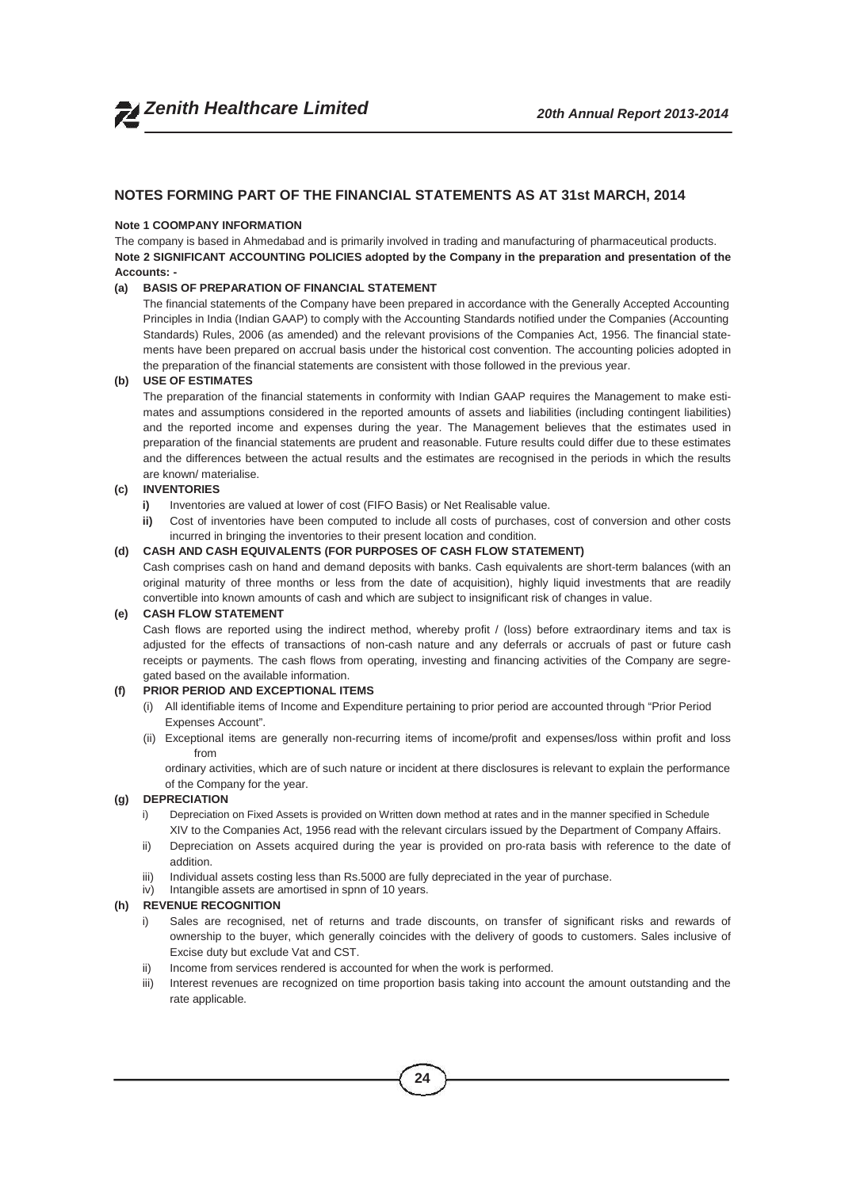## NOTES FORMING PART OF THE FINANCIAL STATEMENTS AS AT 31st MARCH, 2014

**Note 1 COOMPANY INFORMATION**

The company is based in Ahmedabad and is primarily involved in trading and manufacturing of pharmaceutical products.

**Note 2 SIGNIFICANT ACCOUNTING POLICIES adopted by the Company in the preparation and presentation of the Accounts: -**

**(a) BASIS OF PREPARATION OF FINANCIAL STATEMENT**

The financial statements of the Company have been prepared in accordance with the Generally Accepted Accounting Principles in India (Indian GAAP) to comply with the Accounting Standards notified under the Companies (Accounting Standards) Rules, 2006 (as amended) and the relevant provisions of the Companies Act, 1956. The financial statements have been prepared on accrual basis under the historical cost convention. The accounting policies adopted in the preparation of the financial statements are consistent with those followed in the previous year.

**(b) USE OF ESTIMATES**

The preparation of the financial statements in conformity with Indian GAAP requires the Management to make estimates and assumptions considered in the reported amounts of assets and liabilities (including contingent liabilities) and the reported income and expenses during the year. The Management believes that the estimates used in preparation of the financial statements are prudent and reasonable. Future results could differ due to these estimates and the differences between the actual results and the estimates are recognised in the periods in which the results are known/ materialise.

**(c) INVENTORIES**

- **i)** Inventories are valued at lower of cost (FIFO Basis) or Net Realisable value.
- **ii)** Cost of inventories have been computed to include all costs of purchases, cost of conversion and other costs incurred in bringing the inventories to their present location and condition.

**(d) CASH AND CASH EQUIVALENTS (FOR PURPOSES OF CASH FLOW STATEMENT)**

Cash comprises cash on hand and demand deposits with banks. Cash equivalents are short-term balances (with an original maturity of three months or less from the date of acquisition), highly liquid investments that are readily convertible into known amounts of cash and which are subject to insignificant risk of changes in value.

**(e) CASH FLOW STATEMENT**

Cash flows are reported using the indirect method, whereby profit / (loss) before extraordinary items and tax is adjusted for the effects of transactions of non-cash nature and any deferrals or accruals of past or future cash receipts or payments. The cash flows from operating, investing and financing activities of the Company are segregated based on the available information.

**(f) PRIOR PERIOD AND EXCEPTIONAL ITEMS**

- (i) All identifiable items of Income and Expenditure pertaining to prior period are accounted through "Prior Period Expenses Account".
- (ii) Exceptional items are generally non-recurring items of income/profit and expenses/loss within profit and loss from

  ordinary activities, which are of such nature or incident at there disclosures is relevant to explain the performance of the Company for the year.

**(g) DEPRECIATION**

- i) Depreciation on Fixed Assets is provided on Written down method at rates and in the manner specified in Schedule XIV to the Companies Act, 1956 read with the relevant circulars issued by the Department of Company Affairs.
- ii) Depreciation on Assets acquired during the year is provided on pro-rata basis with reference to the date of addition.
- iii) Individual assets costing less than Rs.5000 are fully depreciated in the year of purchase.
- iv) Intangible assets are amortised in spnn of 10 years.

**(h) REVENUE RECOGNITION**

- i) Sales are recognised, net of returns and trade discounts, on transfer of significant risks and rewards of ownership to the buyer, which generally coincides with the delivery of goods to customers. Sales inclusive of Excise duty but exclude Vat and CST.
- ii) Income from services rendered is accounted for when the work is performed.
- iii) Interest revenues are recognized on time proportion basis taking into account the amount outstanding and the rate applicable.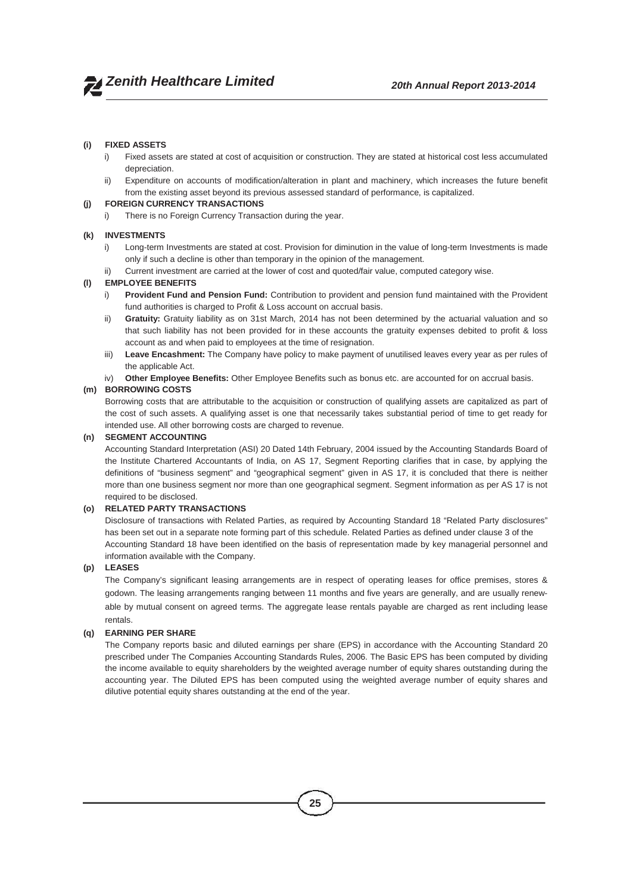**(i) FIXED ASSETS**

i) Fixed assets are stated at cost of acquisition or construction. They are stated at historical cost less accumulated depreciation.

ii) Expenditure on accounts of modification/alteration in plant and machinery, which increases the future benefit from the existing asset beyond its previous assessed standard of performance, is capitalized.

**(j) FOREIGN CURRENCY TRANSACTIONS**

i) There is no Foreign Currency Transaction during the year.

**(k) INVESTMENTS**

i) Long-term Investments are stated at cost. Provision for diminution in the value of long-term Investments is made only if such a decline is other than temporary in the opinion of the management.

ii) Current investment are carried at the lower of cost and quoted/fair value, computed category wise.

**(l) EMPLOYEE BENEFITS**

i) **Provident Fund and Pension Fund:** Contribution to provident and pension fund maintained with the Provident fund authorities is charged to Profit & Loss account on accrual basis.

ii) **Gratuity:** Gratuity liability as on 31st March, 2014 has not been determined by the actuarial valuation and so that such liability has not been provided for in these accounts the gratuity expenses debited to profit & loss account as and when paid to employees at the time of resignation.

iii) **Leave Encashment:** The Company have policy to make payment of unutilised leaves every year as per rules of the applicable Act.

iv) **Other Employee Benefits:** Other Employee Benefits such as bonus etc. are accounted for on accrual basis.

**(m) BORROWING COSTS**

Borrowing costs that are attributable to the acquisition or construction of qualifying assets are capitalized as part of the cost of such assets. A qualifying asset is one that necessarily takes substantial period of time to get ready for intended use. All other borrowing costs are charged to revenue.

**(n) SEGMENT ACCOUNTING**

Accounting Standard Interpretation (ASI) 20 Dated 14th February, 2004 issued by the Accounting Standards Board of the Institute Chartered Accountants of India, on AS 17, Segment Reporting clarifies that in case, by applying the definitions of "business segment" and "geographical segment" given in AS 17, it is concluded that there is neither more than one business segment nor more than one geographical segment. Segment information as per AS 17 is not required to be disclosed.

**(o) RELATED PARTY TRANSACTIONS**

Disclosure of transactions with Related Parties, as required by Accounting Standard 18 "Related Party disclosures" has been set out in a separate note forming part of this schedule. Related Parties as defined under clause 3 of the Accounting Standard 18 have been identified on the basis of representation made by key managerial personnel and information available with the Company.

**(p) LEASES**

The Company's significant leasing arrangements are in respect of operating leases for office premises, stores & godown. The leasing arrangements ranging between 11 months and five years are generally, and are usually renewable by mutual consent on agreed terms. The aggregate lease rentals payable are charged as rent including lease rentals.

**(q) EARNING PER SHARE**

The Company reports basic and diluted earnings per share (EPS) in accordance with the Accounting Standard 20 prescribed under The Companies Accounting Standards Rules, 2006. The Basic EPS has been computed by dividing the income available to equity shareholders by the weighted average number of equity shares outstanding during the accounting year. The Diluted EPS has been computed using the weighted average number of equity shares and dilutive potential equity shares outstanding at the end of the year.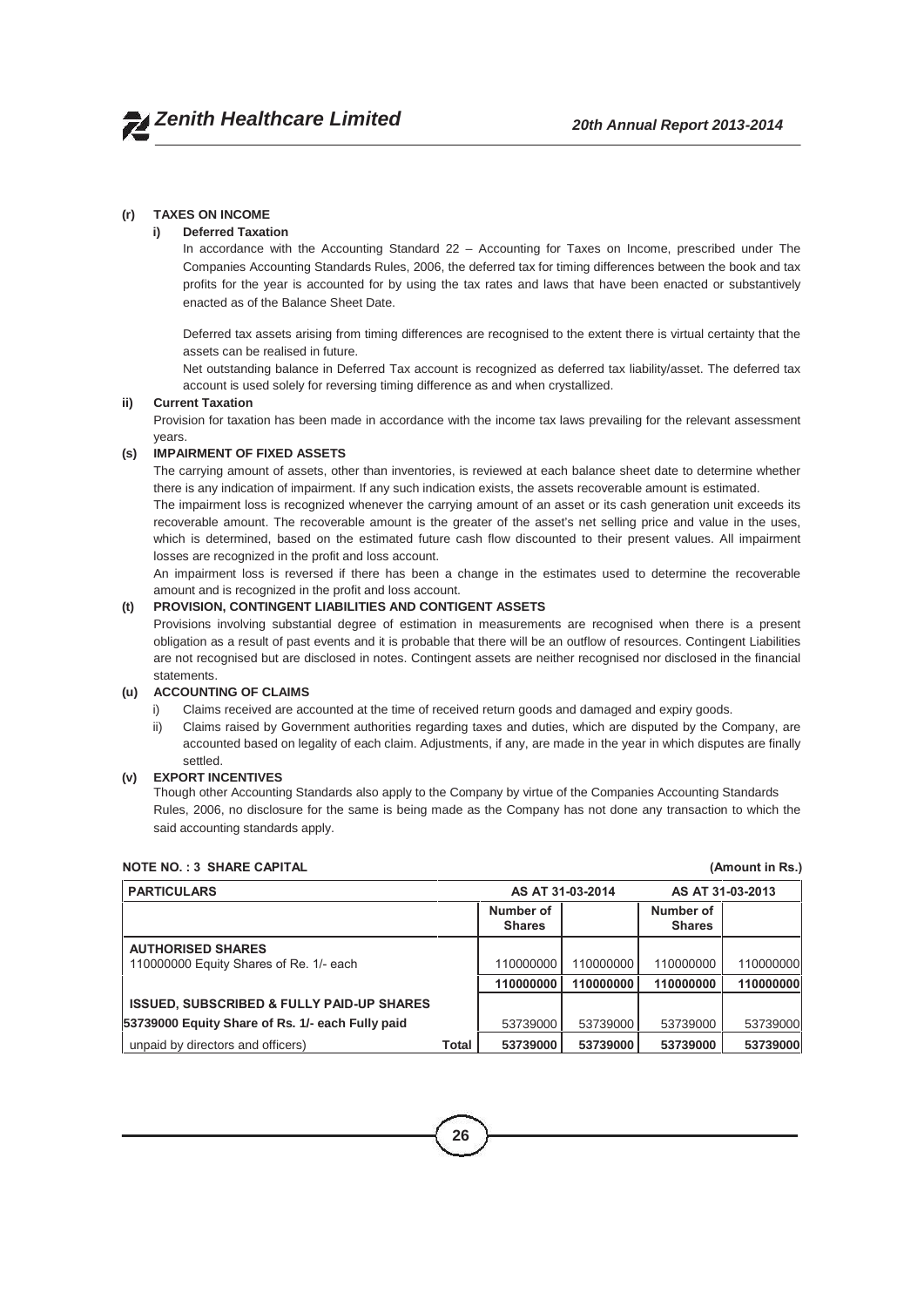**(r) TAXES ON INCOME**

**i) Deferred Taxation**

In accordance with the Accounting Standard 22 – Accounting for Taxes on Income, prescribed under The Companies Accounting Standards Rules, 2006, the deferred tax for timing differences between the book and tax profits for the year is accounted for by using the tax rates and laws that have been enacted or substantively enacted as of the Balance Sheet Date.

Deferred tax assets arising from timing differences are recognised to the extent there is virtual certainty that the assets can be realised in future.

Net outstanding balance in Deferred Tax account is recognized as deferred tax liability/asset. The deferred tax account is used solely for reversing timing difference as and when crystallized.

**ii) Current Taxation**

Provision for taxation has been made in accordance with the income tax laws prevailing for the relevant assessment years.

**(s) IMPAIRMENT OF FIXED ASSETS**

The carrying amount of assets, other than inventories, is reviewed at each balance sheet date to determine whether there is any indication of impairment. If any such indication exists, the assets recoverable amount is estimated.

The impairment loss is recognized whenever the carrying amount of an asset or its cash generation unit exceeds its recoverable amount. The recoverable amount is the greater of the asset's net selling price and value in the uses, which is determined, based on the estimated future cash flow discounted to their present values. All impairment losses are recognized in the profit and loss account.

An impairment loss is reversed if there has been a change in the estimates used to determine the recoverable amount and is recognized in the profit and loss account.

**(t) PROVISION, CONTINGENT LIABILITIES AND CONTIGENT ASSETS**

Provisions involving substantial degree of estimation in measurements are recognised when there is a present obligation as a result of past events and it is probable that there will be an outflow of resources. Contingent Liabilities are not recognised but are disclosed in notes. Contingent assets are neither recognised nor disclosed in the financial statements.

**(u) ACCOUNTING OF CLAIMS**

i) Claims received are accounted at the time of received return goods and damaged and expiry goods.

ii) Claims raised by Government authorities regarding taxes and duties, which are disputed by the Company, are accounted based on legality of each claim. Adjustments, if any, are made in the year in which disputes are finally settled.

**(v) EXPORT INCENTIVES**

Though other Accounting Standards also apply to the Company by virtue of the Companies Accounting Standards Rules, 2006, no disclosure for the same is being made as the Company has not done any transaction to which the said accounting standards apply.

**NOTE NO. : 3 SHARE CAPITAL** **(Amount in Rs.)**

| PARTICULARS | | AS AT 31-03-2014 | | AS AT 31-03-2013 | |
|---|---|---|---|---|---|
| | | Number of Shares | | Number of Shares | |
| **AUTHORISED SHARES**<br>110000000 Equity Shares of Re. 1/- each | | 110000000 | 110000000 | 110000000 | 110000000 |
| | | **110000000** | **110000000** | **110000000** | **110000000** |
| **ISSUED, SUBSCRIBED & FULLY PAID-UP SHARES** | | | | | |
| **53739000 Equity Share of Rs. 1/- each Fully paid** | | 53739000 | 53739000 | 53739000 | 53739000 |
| unpaid by directors and officers) | **Total** | **53739000** | **53739000** | **53739000** | **53739000** |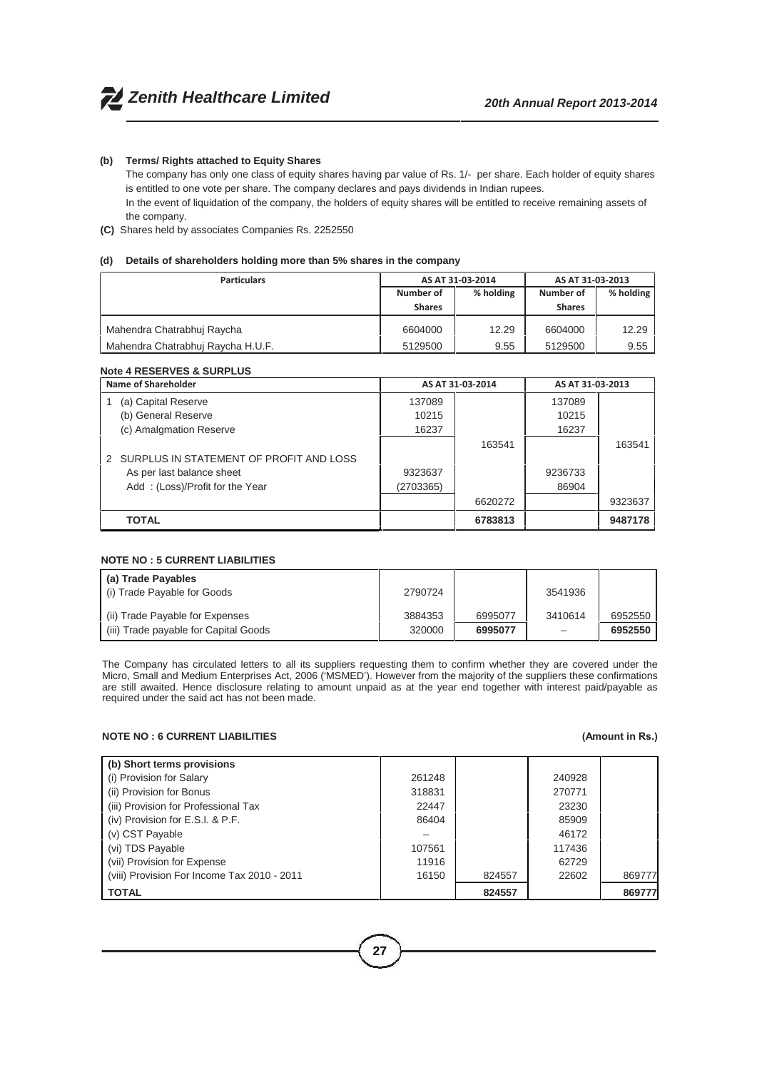**(b) Terms/ Rights attached to Equity Shares**

The company has only one class of equity shares having par value of Rs. 1/- per share. Each holder of equity shares is entitled to one vote per share. The company declares and pays dividends in Indian rupees.

In the event of liquidation of the company, the holders of equity shares will be entitled to receive remaining assets of the company.

**(C)** Shares held by associates Companies Rs. 2252550

**(d) Details of shareholders holding more than 5% shares in the company**

| Particulars | AS AT 31-03-2014 | | AS AT 31-03-2013 | |
|---|---|---|---|---|
| | Number of Shares | % holding | Number of Shares | % holding |
| Mahendra Chatrabhuj Raycha | 6604000 | 12.29 | 6604000 | 12.29 |
| Mahendra Chatrabhuj Raycha H.U.F. | 5129500 | 9.55 | 5129500 | 9.55 |

**Note 4 RESERVES & SURPLUS**

| Name of Shareholder | AS AT 31-03-2014 | | AS AT 31-03-2013 | |
|---|---|---|---|---|
| 1 (a) Capital Reserve | 137089 | | 137089 | |
| (b) General Reserve | 10215 | | 10215 | |
| (c) Amalgmation Reserve | 16237 | | 16237 | |
| | | 163541 | | 163541 |
| 2 SURPLUS IN STATEMENT OF PROFIT AND LOSS | | | | |
| As per last balance sheet | 9323637 | | 9236733 | |
| Add : (Loss)/Profit for the Year | (2703365) | | 86904 | |
| | | 6620272 | | 9323637 |
| **TOTAL** | | **6783813** | | **9487178** |

**NOTE NO : 5 CURRENT LIABILITIES**

| (a) Trade Payables | | | | |
|---|---|---|---|---|
| (i) Trade Payable for Goods | 2790724 | | 3541936 | |
| (ii) Trade Payable for Expenses | 3884353 | 6995077 | 3410614 | 6952550 |
| (iii) Trade payable for Capital Goods | 320000 | **6995077** | – | **6952550** |

The Company has circulated letters to all its suppliers requesting them to confirm whether they are covered under the Micro, Small and Medium Enterprises Act, 2006 ('MSMED'). However from the majority of the suppliers these confirmations are still awaited. Hence disclosure relating to amount unpaid as at the year end together with interest paid/payable as required under the said act has not been made.

**NOTE NO : 6 CURRENT LIABILITIES** **(Amount in Rs.)**

| (b) Short terms provisions | | | | |
|---|---|---|---|---|
| (i) Provision for Salary | 261248 | | 240928 | |
| (ii) Provision for Bonus | 318831 | | 270771 | |
| (iii) Provision for Professional Tax | 22447 | | 23230 | |
| (iv) Provision for E.S.I. & P.F. | 86404 | | 85909 | |
| (v) CST Payable | – | | 46172 | |
| (vi) TDS Payable | 107561 | | 117436 | |
| (vii) Provision for Expense | 11916 | | 62729 | |
| (viii) Provision For Income Tax 2010 - 2011 | 16150 | 824557 | 22602 | 869777 |
| **TOTAL** | | **824557** | | **869777** |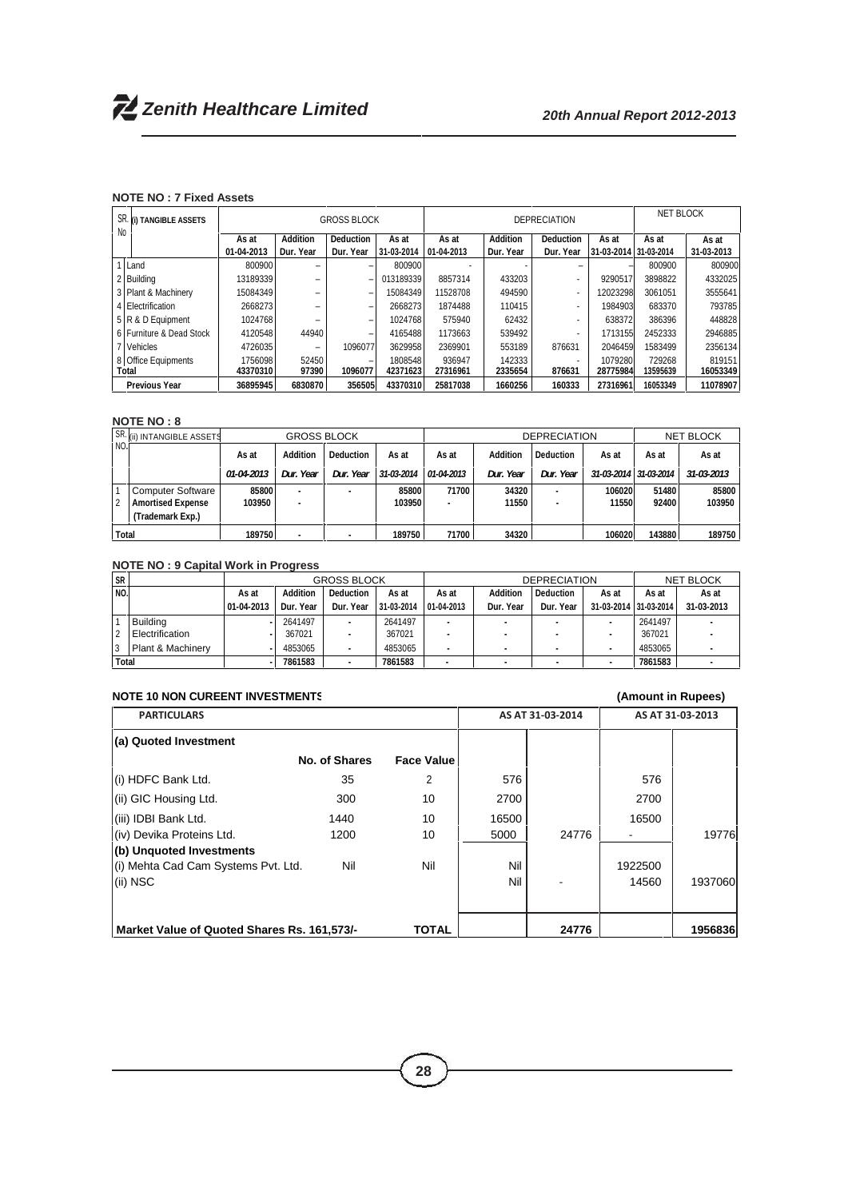## NOTE NO : 7 Fixed Assets

| SR. No | (i) TANGIBLE ASSETS | GROSS BLOCK | | | | DEPRECIATION | | | | NET BLOCK | |
|---|---|---|---|---|---|---|---|---|---|---|---|
| | | As at 01-04-2013 | Addition Dur. Year | Deduction Dur. Year | As at 31-03-2014 | As at 01-04-2013 | Addition Dur. Year | Deduction Dur. Year | As at 31-03-2014 | As at 31-03-2014 | As at 31-03-2013 |
| 1 | Land | 800900 | – | – | 800900 | - | - | – | – | 800900 | 800900 |
| 2 | Building | 13189339 | – | – | 013189339 | 8857314 | 433203 | - | 9290517 | 3898822 | 4332025 |
| 3 | Plant & Machinery | 15084349 | – | – | 15084349 | 11528708 | 494590 | - | 12023298 | 3061051 | 3555641 |
| 4 | Electrification | 2668273 | – | – | 2668273 | 1874488 | 110415 | - | 1984903 | 683370 | 793785 |
| 5 | R & D Equipment | 1024768 | – | – | 1024768 | 575940 | 62432 | - | 638372 | 386396 | 448828 |
| 6 | Furniture & Dead Stock | 4120548 | 44940 | – | 4165488 | 1173663 | 539492 | - | 1713155 | 2452333 | 2946885 |
| 7 | Vehicles | 4726035 | – | 1096077 | 3629958 | 2369901 | 553189 | 876631 | 2046459 | 1583499 | 2356134 |
| 8 | Office Equipments | 1756098 | 52450 | – | 1808548 | 936947 | 142333 | - | 1079280 | 729268 | 819151 |
| Total | | 43370310 | 97390 | 1096077 | 42371623 | 27316961 | 2335654 | 876631 | 28775984 | 13595639 | 16053349 |
| | Previous Year | 36895945 | 6830870 | 356505 | 43370310 | 25817038 | 1660256 | 160333 | 27316961 | 16053349 | 11078907 |

## NOTE NO : 8

| SR. NO. | (ii) INTANGIBLE ASSETS | GROSS BLOCK | | | | DEPRECIATION | | | | NET BLOCK | |
|---|---|---|---|---|---|---|---|---|---|---|---|
| | | As at *01-04-2013* | Addition *Dur. Year* | Deduction *Dur. Year* | As at *31-03-2014* | As at *01-04-2013* | Addition *Dur. Year* | Deduction *Dur. Year* | As at *31-03-2014* | As at *31-03-2014* | As at *31-03-2013* |
| 1 | Computer Software | 85800 | - | - | 85800 | 71700 | 34320 | - | 106020 | 51480 | 85800 |
| 2 | Amortised Expense (Trademark Exp.) | 103950 | - | | 103950 | - | 11550 | - | 11550 | 92400 | 103950 |
| Total | | 189750 | - | - | 189750 | 71700 | 34320 | | 106020 | 143880 | 189750 |

## NOTE NO : 9 Capital Work in Progress

| SR NO. | | GROSS BLOCK | | | | DEPRECIATION | | | | NET BLOCK | |
|---|---|---|---|---|---|---|---|---|---|---|---|
| | | As at 01-04-2013 | Addition Dur. Year | Deduction Dur. Year | As at 31-03-2014 | As at 01-04-2013 | Addition Dur. Year | Deduction Dur. Year | As at 31-03-2014 | As at 31-03-2014 | As at 31-03-2013 |
| 1 | Building | - | 2641497 | - | 2641497 | - | - | - | - | 2641497 | - |
| 2 | Electrification | - | 367021 | - | 367021 | - | - | - | - | 367021 | - |
| 3 | Plant & Machinery | - | 4853065 | - | 4853065 | - | - | - | - | 4853065 | - |
| Total | | - | 7861583 | - | 7861583 | - | - | - | - | 7861583 | - |

## NOTE 10 NON CUREENT INVESTMENTS

(Amount in Rupees)

| PARTICULARS | | | AS AT 31-03-2014 | | AS AT 31-03-2013 | |
|---|---|---|---|---|---|---|
| **(a) Quoted Investment** | | | | | | |
| | **No. of Shares** | **Face Value** | | | | |
| (i) HDFC Bank Ltd. | 35 | 2 | 576 | | 576 | |
| (ii) GIC Housing Ltd. | 300 | 10 | 2700 | | 2700 | |
| (iii) IDBI Bank Ltd. | 1440 | 10 | 16500 | | 16500 | |
| (iv) Devika Proteins Ltd. | 1200 | 10 | 5000 | 24776 | - | 19776 |
| **(b) Unquoted Investments** | | | | | | |
| (i) Mehta Cad Cam Systems Pvt. Ltd. | Nil | Nil | Nil | | 1922500 | |
| (ii) NSC | | | Nil | - | 14560 | 1937060 |
| **Market Value of Quoted Shares Rs. 161,573/-** | | **TOTAL** | | **24776** | | **1956836** |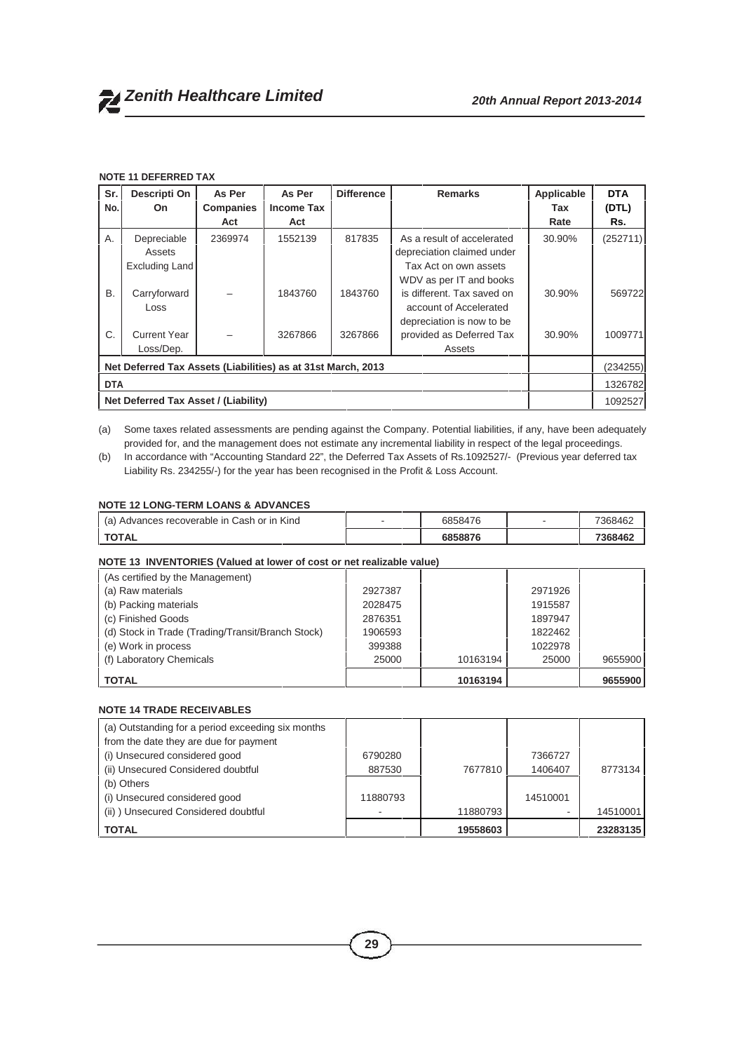#### NOTE 11 DEFERRED TAX

| Sr. No. | Descripti On On | As Per Companies Act | As Per Income Tax Act | Difference | Remarks | Applicable Tax Rate | DTA (DTL) Rs. |
|---|---|---|---|---|---|---|---|
| A. | Depreciable Assets Excluding Land | 2369974 | 1552139 | 817835 | As a result of accelerated depreciation claimed under Tax Act on own assets WDV as per IT and books | 30.90% | (252711) |
| B. | Carryforward Loss | – | 1843760 | 1843760 | is different. Tax saved on account of Accelerated depreciation is now to be | 30.90% | 569722 |
| C. | Current Year Loss/Dep. | – | 3267866 | 3267866 | provided as Deferred Tax Assets | 30.90% | 1009771 |
| Net Deferred Tax Assets (Liabilities) as at 31st March, 2013 | | | | | | | (234255) |
| DTA | | | | | | | 1326782 |
| Net Deferred Tax Asset / (Liability) | | | | | | | 1092527 |

(a) Some taxes related assessments are pending against the Company. Potential liabilities, if any, have been adequately provided for, and the management does not estimate any incremental liability in respect of the legal proceedings.

(b) In accordance with "Accounting Standard 22", the Deferred Tax Assets of Rs.1092527/- (Previous year deferred tax Liability Rs. 234255/-) for the year has been recognised in the Profit & Loss Account.

#### NOTE 12 LONG-TERM LOANS & ADVANCES

| | | | | |
|---|---|---|---|---|
| (a) Advances recoverable in Cash or in Kind | - | 6858476 | - | 7368462 |
| **TOTAL** | | **6858876** | | **7368462** |

#### NOTE 13 INVENTORIES (Valued at lower of cost or net realizable value)

| | | | | |
|---|---|---|---|---|
| (As certified by the Management) | | | | |
| (a) Raw materials | 2927387 | | 2971926 | |
| (b) Packing materials | 2028475 | | 1915587 | |
| (c) Finished Goods | 2876351 | | 1897947 | |
| (d) Stock in Trade (Trading/Transit/Branch Stock) | 1906593 | | 1822462 | |
| (e) Work in process | 399388 | | 1022978 | |
| (f) Laboratory Chemicals | 25000 | 10163194 | 25000 | 9655900 |
| **TOTAL** | | **10163194** | | **9655900** |

#### NOTE 14 TRADE RECEIVABLES

| | | | | |
|---|---|---|---|---|
| (a) Outstanding for a period exceeding six months from the date they are due for payment | | | | |
| (i) Unsecured considered good | 6790280 | | 7366727 | |
| (ii) Unsecured Considered doubtful | 887530 | 7677810 | 1406407 | 8773134 |
| (b) Others | | | | |
| (i) Unsecured considered good | 11880793 | | 14510001 | |
| (ii) ) Unsecured Considered doubtful | - | 11880793 | - | 14510001 |
| **TOTAL** | | **19558603** | | **23283135** |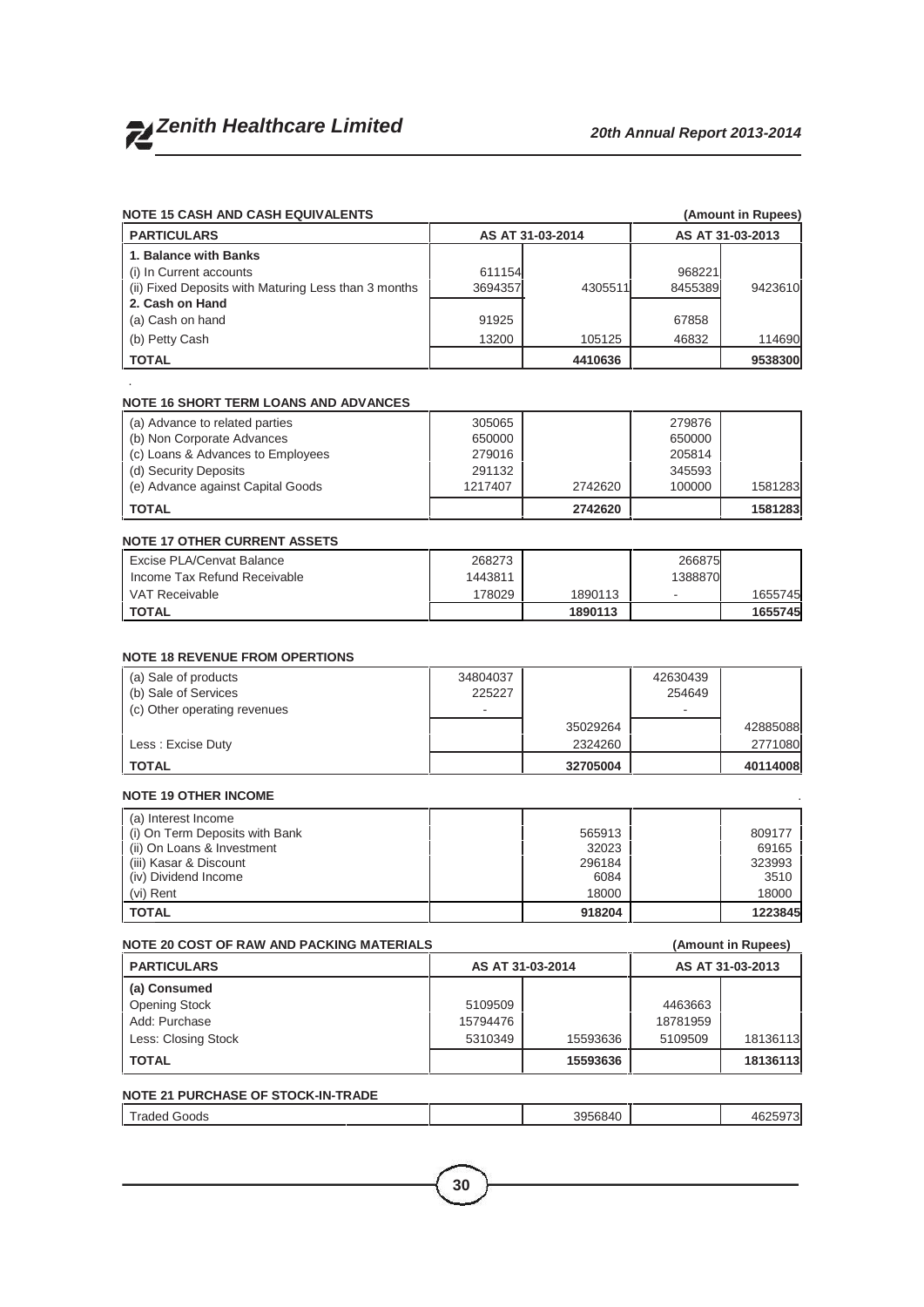## NOTE 15 CASH AND CASH EQUIVALENTS

(Amount in Rupees)

| PARTICULARS | AS AT 31-03-2014 | | AS AT 31-03-2013 | |
|---|---|---|---|---|
| **1. Balance with Banks** | | | | |
| (i) In Current accounts | 611154 | | 968221 | |
| (ii) Fixed Deposits with Maturing Less than 3 months | 3694357 | 4305511 | 8455389 | 9423610 |
| **2. Cash on Hand** | | | | |
| (a) Cash on hand | 91925 | | 67858 | |
| (b) Petty Cash | 13200 | 105125 | 46832 | 114690 |
| **TOTAL** | | **4410636** | | **9538300** |

## NOTE 16 SHORT TERM LOANS AND ADVANCES

| | | | | |
|---|---|---|---|---|
| (a) Advance to related parties | 305065 | | 279876 | |
| (b) Non Corporate Advances | 650000 | | 650000 | |
| (c) Loans & Advances to Employees | 279016 | | 205814 | |
| (d) Security Deposits | 291132 | | 345593 | |
| (e) Advance against Capital Goods | 1217407 | 2742620 | 100000 | 1581283 |
| **TOTAL** | | **2742620** | | **1581283** |

## NOTE 17 OTHER CURRENT ASSETS

| | | | | |
|---|---|---|---|---|
| Excise PLA/Cenvat Balance | 268273 | | 266875 | |
| Income Tax Refund Receivable | 1443811 | | 1388870 | |
| VAT Receivable | 178029 | 1890113 | - | 1655745 |
| **TOTAL** | | **1890113** | | **1655745** |

## NOTE 18 REVENUE FROM OPERTIONS

| | | | | |
|---|---|---|---|---|
| (a) Sale of products | 34804037 | | 42630439 | |
| (b) Sale of Services | 225227 | | 254649 | |
| (c) Other operating revenues | - | | - | |
| | | 35029264 | | 42885088 |
| Less : Excise Duty | | 2324260 | | 2771080 |
| **TOTAL** | | **32705004** | | **40114008** |

## NOTE 19 OTHER INCOME

| | | | | |
|---|---|---|---|---|
| (a) Interest Income | | | | |
| (i) On Term Deposits with Bank | | 565913 | | 809177 |
| (ii) On Loans & Investment | | 32023 | | 69165 |
| (iii) Kasar & Discount | | 296184 | | 323993 |
| (iv) Dividend Income | | 6084 | | 3510 |
| (vi) Rent | | 18000 | | 18000 |
| **TOTAL** | | **918204** | | **1223845** |

## NOTE 20 COST OF RAW AND PACKING MATERIALS

(Amount in Rupees)

| PARTICULARS | AS AT 31-03-2014 | | AS AT 31-03-2013 | |
|---|---|---|---|---|
| **(a) Consumed** | | | | |
| Opening Stock | 5109509 | | 4463663 | |
| Add: Purchase | 15794476 | | 18781959 | |
| Less: Closing Stock | 5310349 | 15593636 | 5109509 | 18136113 |
| **TOTAL** | | **15593636** | | **18136113** |

## NOTE 21 PURCHASE OF STOCK-IN-TRADE

| | | | | |
|---|---|---|---|---|
| Traded Goods | | 3956840 | | 4625973 |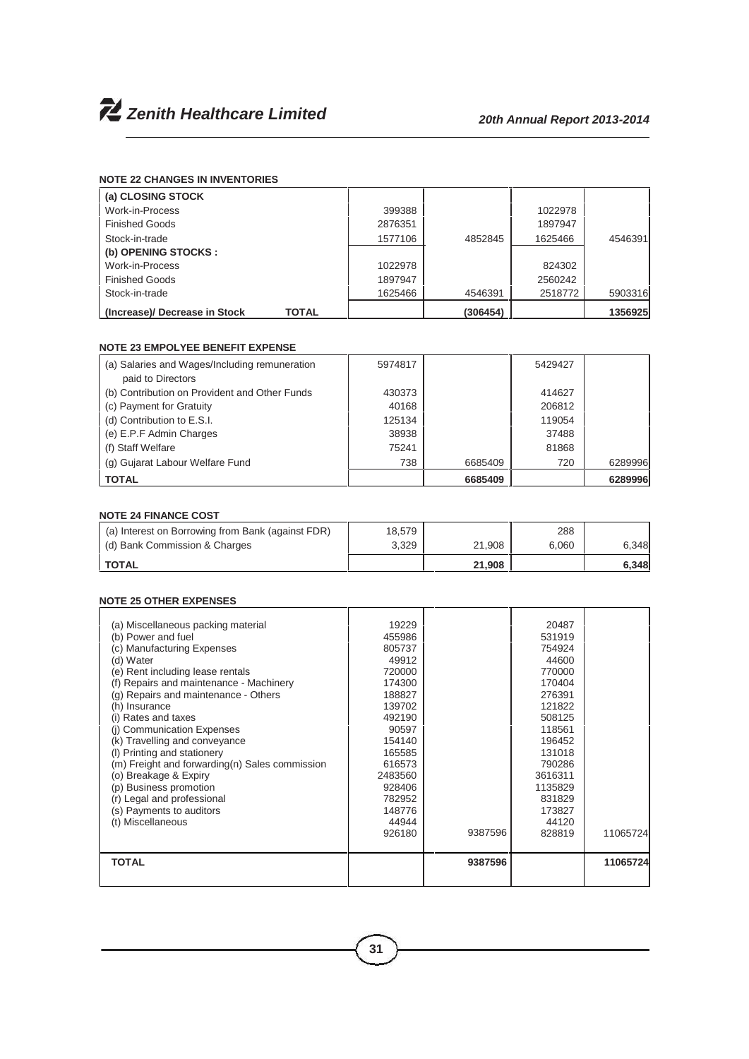## NOTE 22 CHANGES IN INVENTORIES

| | | | | |
|---|---|---|---|---|
| **(a) CLOSING STOCK** | | | | |
| Work-in-Process | 399388 | | 1022978 | |
| Finished Goods | 2876351 | | 1897947 | |
| Stock-in-trade | 1577106 | 4852845 | 1625466 | 4546391 |
| **(b) OPENING STOCKS :** | | | | |
| Work-in-Process | 1022978 | | 824302 | |
| Finished Goods | 1897947 | | 2560242 | |
| Stock-in-trade | 1625466 | 4546391 | 2518772 | 5903316 |
| **(Increase)/ Decrease in Stock TOTAL** | | **(306454)** | | **1356925** |

## NOTE 23 EMPOLYEE BENEFIT EXPENSE

| | | | | |
|---|---|---|---|---|
| (a) Salaries and Wages/Including remuneration paid to Directors | 5974817 | | 5429427 | |
| (b) Contribution on Provident and Other Funds | 430373 | | 414627 | |
| (c) Payment for Gratuity | 40168 | | 206812 | |
| (d) Contribution to E.S.I. | 125134 | | 119054 | |
| (e) E.P.F Admin Charges | 38938 | | 37488 | |
| (f) Staff Welfare | 75241 | | 81868 | |
| (g) Gujarat Labour Welfare Fund | 738 | 6685409 | 720 | 6289996 |
| **TOTAL** | | **6685409** | | **6289996** |

## NOTE 24 FINANCE COST

| | | | | |
|---|---|---|---|---|
| (a) Interest on Borrowing from Bank (against FDR) | 18,579 | | 288 | |
| (d) Bank Commission & Charges | 3,329 | 21,908 | 6,060 | 6,348 |
| **TOTAL** | | **21,908** | | **6,348** |

## NOTE 25 OTHER EXPENSES

| | | | | |
|---|---|---|---|---|
| (a) Miscellaneous packing material | 19229 | | 20487 | |
| (b) Power and fuel | 455986 | | 531919 | |
| (c) Manufacturing Expenses | 805737 | | 754924 | |
| (d) Water | 49912 | | 44600 | |
| (e) Rent including lease rentals | 720000 | | 770000 | |
| (f) Repairs and maintenance - Machinery | 174300 | | 170404 | |
| (g) Repairs and maintenance - Others | 188827 | | 276391 | |
| (h) Insurance | 139702 | | 121822 | |
| (i) Rates and taxes | 492190 | | 508125 | |
| (j) Communication Expenses | 90597 | | 118561 | |
| (k) Travelling and conveyance | 154140 | | 196452 | |
| (l) Printing and stationery | 165585 | | 131018 | |
| (m) Freight and forwarding(n) Sales commission | 616573 | | 790286 | |
| (o) Breakage & Expiry | 2483560 | | 3616311 | |
| (p) Business promotion | 928406 | | 1135829 | |
| (r) Legal and professional | 782952 | | 831829 | |
| (s) Payments to auditors | 148776 | | 173827 | |
| (t) Miscellaneous | 44944 | | 44120 | |
| | 926180 | 9387596 | 828819 | 11065724 |
| **TOTAL** | | **9387596** | | **11065724** |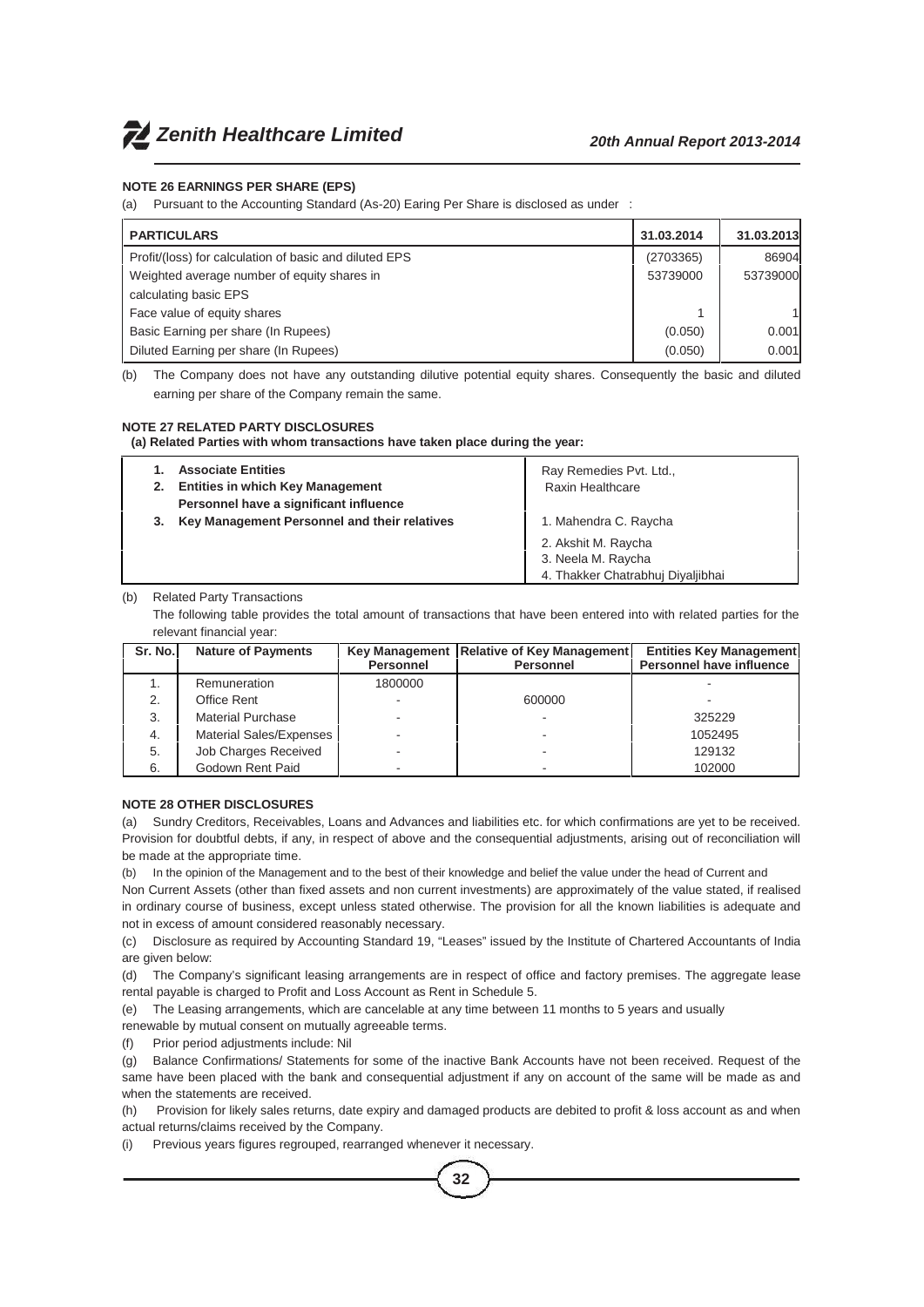### NOTE 26 EARNINGS PER SHARE (EPS)

(a) Pursuant to the Accounting Standard (As-20) Earing Per Share is disclosed as under :

| PARTICULARS | 31.03.2014 | 31.03.2013 |
|---|---|---|
| Profit/(loss) for calculation of basic and diluted EPS | (2703365) | 86904 |
| Weighted average number of equity shares in calculating basic EPS | 53739000 | 53739000 |
| Face value of equity shares | 1 | 1 |
| Basic Earning per share (In Rupees) | (0.050) | 0.001 |
| Diluted Earning per share (In Rupees) | (0.050) | 0.001 |

(b) The Company does not have any outstanding dilutive potential equity shares. Consequently the basic and diluted earning per share of the Company remain the same.

### NOTE 27 RELATED PARTY DISCLOSURES

**(a) Related Parties with whom transactions have taken place during the year:**

| | |
|---|---|
| **1. Associate Entities** <br> **2. Entities in which Key Management Personnel have a significant influence** | Ray Remedies Pvt. Ltd., <br> Raxin Healthcare |
| **3. Key Management Personnel and their relatives** | 1. Mahendra C. Raycha <br> 2. Akshit M. Raycha <br> 3. Neela M. Raycha <br> 4. Thakker Chatrabhuj Diyaljibhai |

(b) Related Party Transactions

The following table provides the total amount of transactions that have been entered into with related parties for the relevant financial year:

| Sr. No. | Nature of Payments | Key Management Personnel | Relative of Key Management Personnel | Entities Key Management Personnel have influence |
|---|---|---|---|---|
| 1. | Remuneration | 1800000 | | - |
| 2. | Office Rent | - | 600000 | - |
| 3. | Material Purchase | - | - | 325229 |
| 4. | Material Sales/Expenses | - | - | 1052495 |
| 5. | Job Charges Received | - | - | 129132 |
| 6. | Godown Rent Paid | - | - | 102000 |

### NOTE 28 OTHER DISCLOSURES

(a) Sundry Creditors, Receivables, Loans and Advances and liabilities etc. for which confirmations are yet to be received. Provision for doubtful debts, if any, in respect of above and the consequential adjustments, arising out of reconciliation will be made at the appropriate time.

(b) In the opinion of the Management and to the best of their knowledge and belief the value under the head of Current and Non Current Assets (other than fixed assets and non current investments) are approximately of the value stated, if realised in ordinary course of business, except unless stated otherwise. The provision for all the known liabilities is adequate and not in excess of amount considered reasonably necessary.

(c) Disclosure as required by Accounting Standard 19, "Leases" issued by the Institute of Chartered Accountants of India are given below:

(d) The Company's significant leasing arrangements are in respect of office and factory premises. The aggregate lease rental payable is charged to Profit and Loss Account as Rent in Schedule 5.

(e) The Leasing arrangements, which are cancelable at any time between 11 months to 5 years and usually renewable by mutual consent on mutually agreeable terms.

(f) Prior period adjustments include: Nil

(g) Balance Confirmations/ Statements for some of the inactive Bank Accounts have not been received. Request of the same have been placed with the bank and consequential adjustment if any on account of the same will be made as and when the statements are received.

(h) Provision for likely sales returns, date expiry and damaged products are debited to profit & loss account as and when actual returns/claims received by the Company.

(i) Previous years figures regrouped, rearranged whenever it necessary.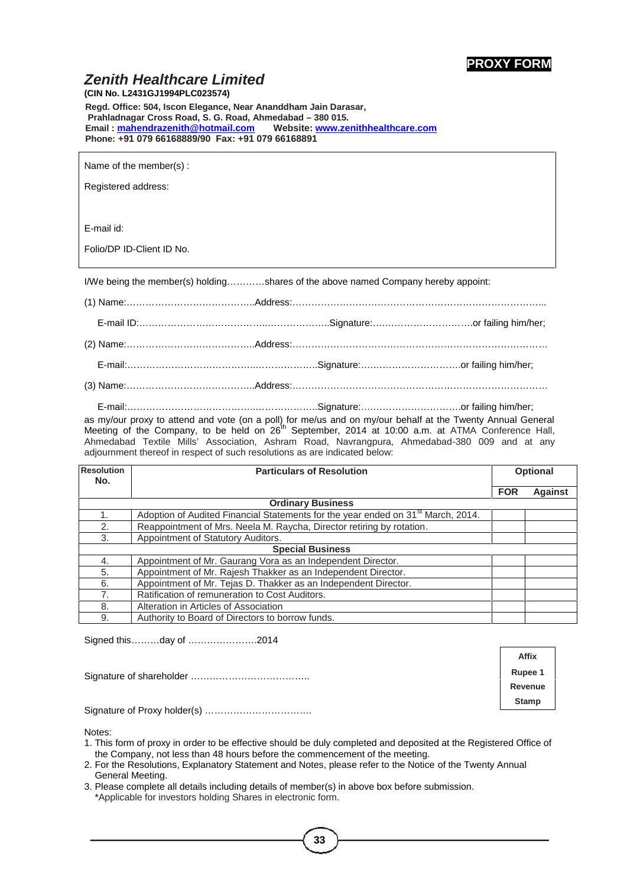**PROXY FORM**

# *Zenith Healthcare Limited*

**(CIN No. L2431GJ1994PLC023574)**

**Regd. Office: 504, Iscon Elegance, Near Ananddham Jain Darasar, Prahladnagar Cross Road, S. G. Road, Ahmedabad – 380 015.**
**Email : mahendrazenith@hotmail.com Website: www.zenithhealthcare.com**
**Phone: +91 079 66168889/90 Fax: +91 079 66168891**

Name of the member(s) :

Registered address:

E-mail id:

Folio/DP ID-Client ID No.

I/We being the member(s) holding…………shares of the above named Company hereby appoint:

(1) Name:…………………………………..Address:……………………………………………………………………...

E-mail ID:……………………………………..………………..Signature:…………………………..or failing him/her;

(2) Name:…………………………………..Address:………………………………………………………………………

E-mail:……………………………………..………………..Signature:…………………………..or failing him/her;

(3) Name:…………………………………..Address:………………………………………………………………………

E-mail:……………………………………..………………..Signature:…………………………..or failing him/her;

as my/our proxy to attend and vote (on a poll) for me/us and on my/our behalf at the Twenty Annual General Meeting of the Company, to be held on 26th September, 2014 at 10:00 a.m. at ATMA Conference Hall, Ahmedabad Textile Mills' Association, Ashram Road, Navrangpura, Ahmedabad-380 009 and at any adjournment thereof in respect of such resolutions as are indicated below:

| Resolution No. | Particulars of Resolution | Optional | |
|---|---|---|---|
| | | **FOR** | **Against** |
| | **Ordinary Business** | | |
| 1. | Adoption of Audited Financial Statements for the year ended on 31st March, 2014. | | |
| 2. | Reappointment of Mrs. Neela M. Raycha, Director retiring by rotation. | | |
| 3. | Appointment of Statutory Auditors. | | |
| | **Special Business** | | |
| 4. | Appointment of Mr. Gaurang Vora as an Independent Director. | | |
| 5. | Appointment of Mr. Rajesh Thakker as an Independent Director. | | |
| 6. | Appointment of Mr. Tejas D. Thakker as an Independent Director. | | |
| 7. | Ratification of remuneration to Cost Auditors. | | |
| 8. | Alteration in Articles of Association | | |
| 9. | Authority to Board of Directors to borrow funds. | | |

Signed this………day of ………………….2014

Signature of shareholder ………………………………..

**Affix Rupee 1 Revenue Stamp**

Signature of Proxy holder(s) …………………………….

Notes:

1. This form of proxy in order to be effective should be duly completed and deposited at the Registered Office of the Company, not less than 48 hours before the commencement of the meeting.
2. For the Resolutions, Explanatory Statement and Notes, please refer to the Notice of the Twenty Annual General Meeting.
3. Please complete all details including details of member(s) in above box before submission.
   *Applicable for investors holding Shares in electronic form.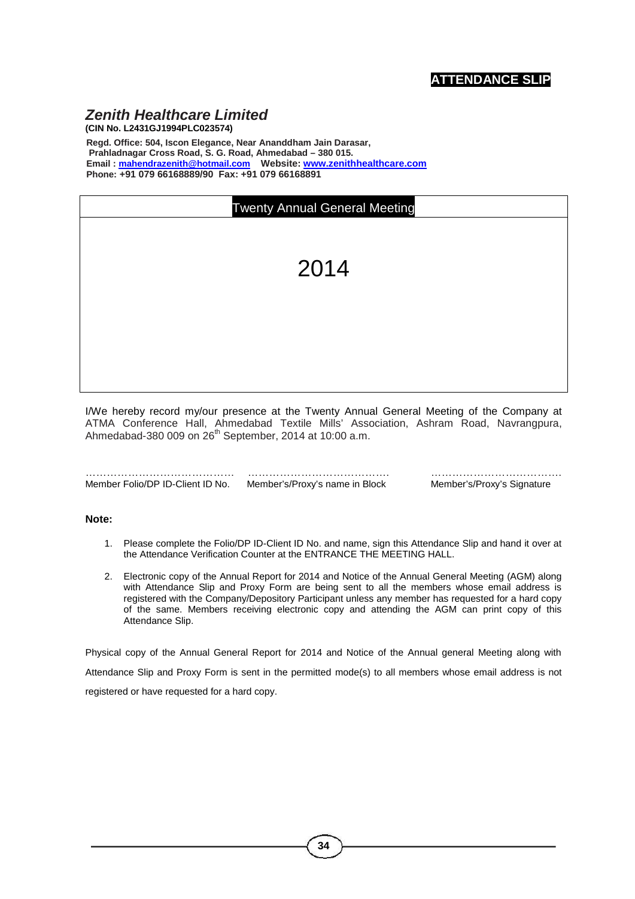**ATTENDANCE SLIP**

## *Zenith Healthcare Limited*

**(CIN No. L2431GJ1994PLC023574)**

**Regd. Office: 504, Iscon Elegance, Near Ananddham Jain Darasar, Prahladnagar Cross Road, S. G. Road, Ahmedabad – 380 015.**
**Email : mahendrazenith@hotmail.com Website: www.zenithhealthcare.com**
**Phone: +91 079 66168889/90 Fax: +91 079 66168891**

| Twenty Annual General Meeting |
|---|
| 2014 |

I/We hereby record my/our presence at the Twenty Annual General Meeting of the Company at ATMA Conference Hall, Ahmedabad Textile Mills' Association, Ashram Road, Navrangpura, Ahmedabad-380 009 on 26th September, 2014 at 10:00 a.m.

| ………………………………… | ………………………………… | ……………………………… |
|---|---|---|
| Member Folio/DP ID-Client ID No. | Member's/Proxy's name in Block | Member's/Proxy's Signature |

**Note:**

1. Please complete the Folio/DP ID-Client ID No. and name, sign this Attendance Slip and hand it over at the Attendance Verification Counter at the ENTRANCE THE MEETING HALL.
2. Electronic copy of the Annual Report for 2014 and Notice of the Annual General Meeting (AGM) along with Attendance Slip and Proxy Form are being sent to all the members whose email address is registered with the Company/Depository Participant unless any member has requested for a hard copy of the same. Members receiving electronic copy and attending the AGM can print copy of this Attendance Slip.

Physical copy of the Annual General Report for 2014 and Notice of the Annual general Meeting along with Attendance Slip and Proxy Form is sent in the permitted mode(s) to all members whose email address is not registered or have requested for a hard copy.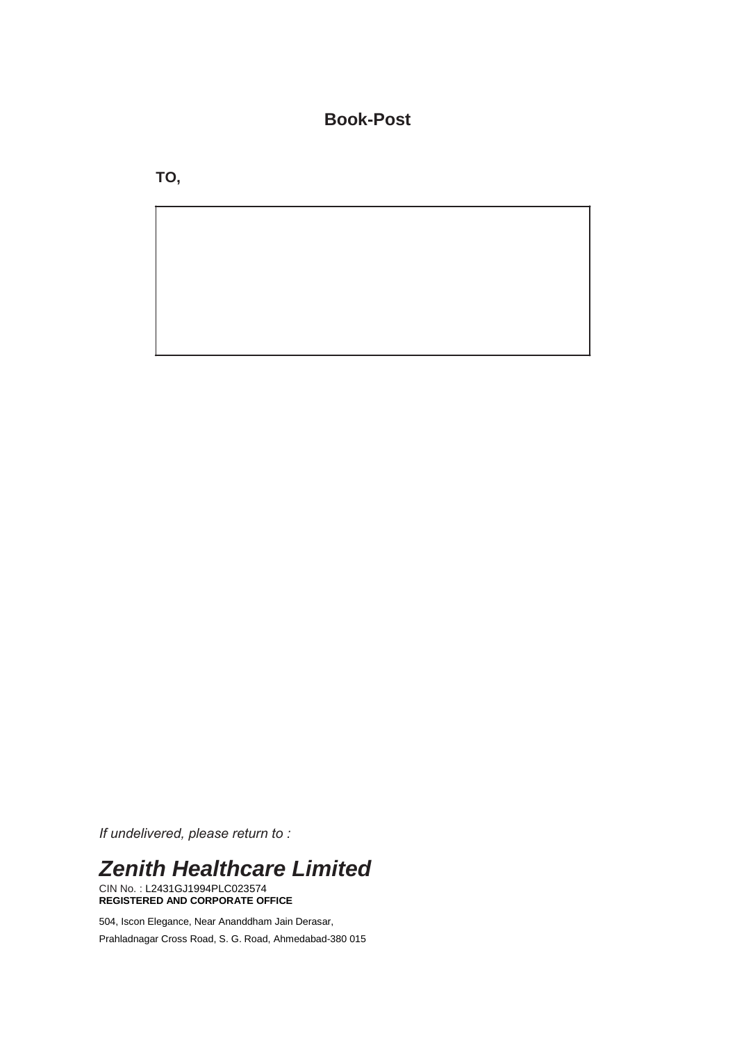**Book-Post**

**TO,**

*If undelivered, please return to :*

## ***Zenith Healthcare Limited***

CIN No. : L2431GJ1994PLC023574

**REGISTERED AND CORPORATE OFFICE**

504, Iscon Elegance, Near Ananddham Jain Derasar,

Prahladnagar Cross Road, S. G. Road, Ahmedabad-380 015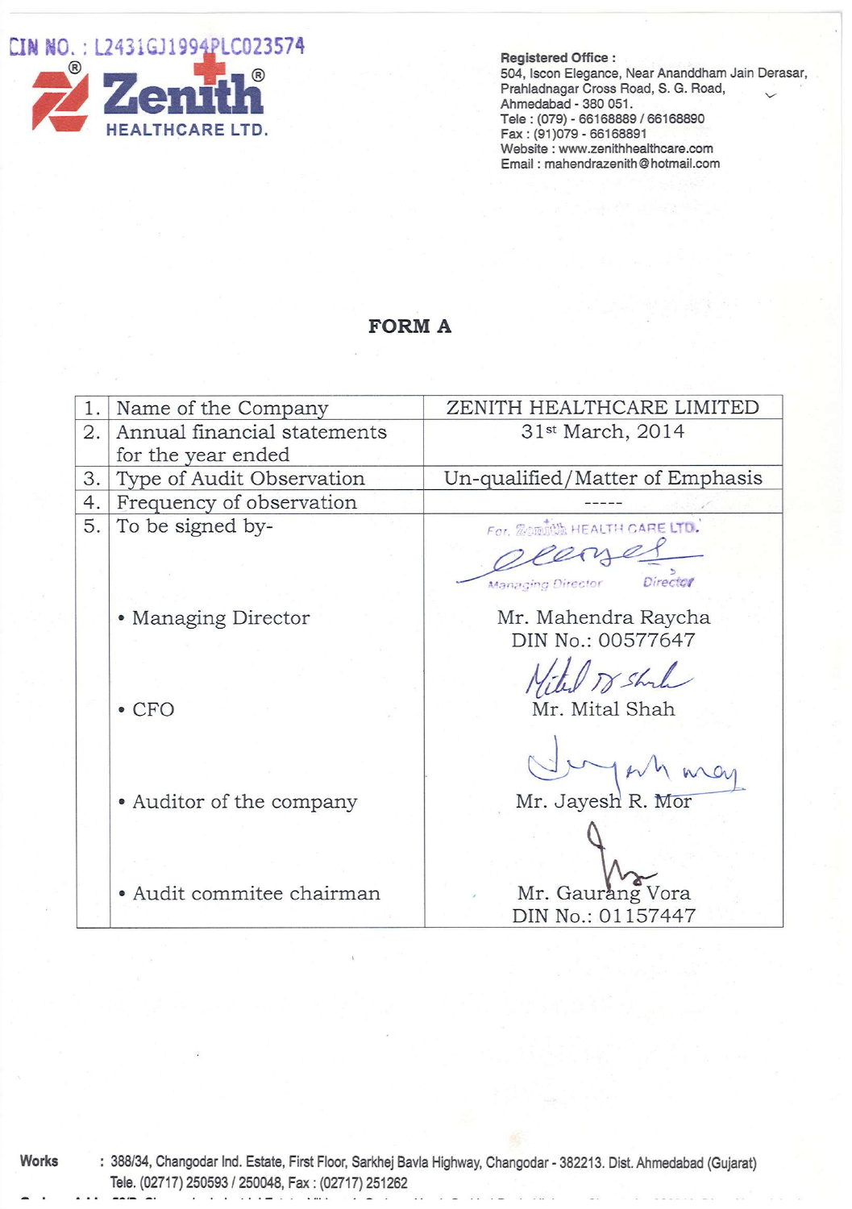CIN NO. : L2431GJ1994PLC023574

Zenith HEALTHCARE LTD.

**Registered Office :**
504, Iscon Elegance, Near Ananddham Jain Derasar,
Prahladnagar Cross Road, S. G. Road,
Ahmedabad - 380 051.
Tele : (079) - 66168889 / 66168890
Fax : (91)079 - 66168891
Website : www.zenithhealthcare.com
Email : mahendrazenith@hotmail.com

# FORM A

| | | |
|---|---|---|
| 1. | Name of the Company | ZENITH HEALTHCARE LIMITED |
| 2. | Annual financial statements for the year ended | 31st March, 2014 |
| 3. | Type of Audit Observation | Un-qualified/Matter of Emphasis |
| 4. | Frequency of observation | ----- |
| 5. | To be signed by- | For, Zenith HEALTH CARE LTD. Managing Director Director |
| | • Managing Director | Mr. Mahendra Raycha DIN No.: 00577647 |
| | • CFO | Mr. Mital Shah |
| | • Auditor of the company | Mr. Jayesh R. Mor |
| | • Audit commitee chairman | Mr. Gaurang Vora DIN No.: 01157447 |

**Works** : 388/34, Changodar Ind. Estate, First Floor, Sarkhej Bavla Highway, Changodar - 382213. Dist. Ahmedabad (Gujarat)
Tele. (02717) 250593 / 250048, Fax : (02717) 251262